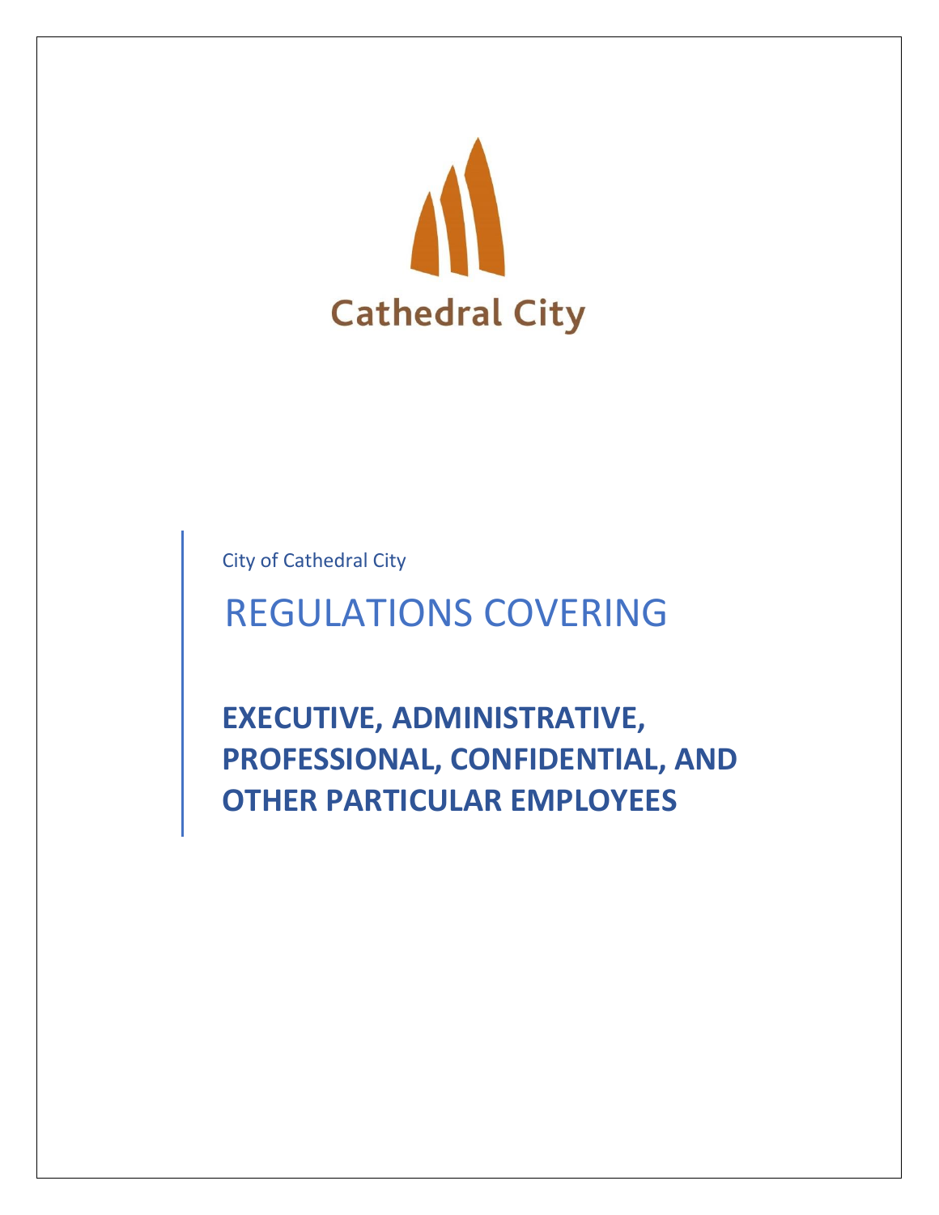Cathedral City

City of Cathedral City

# REGULATIONS COVERING

## EXECUTIVE, ADMINISTRATIVE, PROFESSIONAL, CONFIDENTIAL, AND OTHER PARTICULAR EMPLOYEES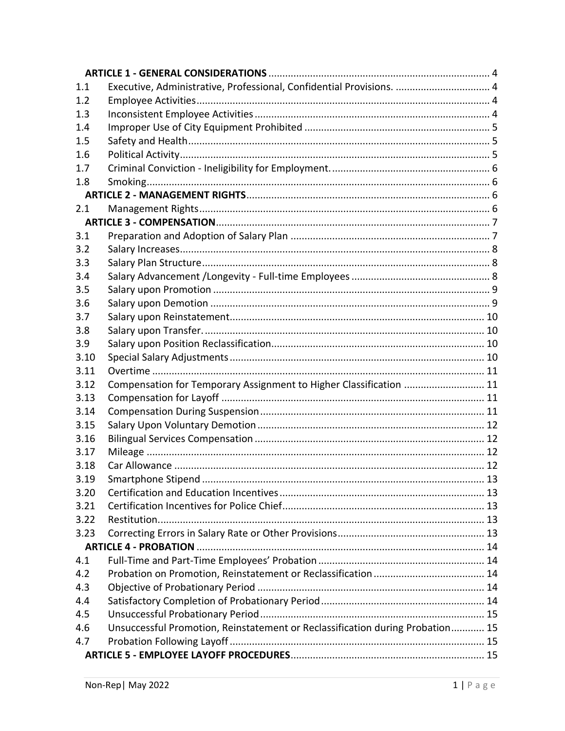| | | |
|---|---|---|
| | **ARTICLE 1 - GENERAL CONSIDERATIONS** | 4 |
| 1.1 | Executive, Administrative, Professional, Confidential Provisions. | 4 |
| 1.2 | Employee Activities | 4 |
| 1.3 | Inconsistent Employee Activities | 4 |
| 1.4 | Improper Use of City Equipment Prohibited | 5 |
| 1.5 | Safety and Health | 5 |
| 1.6 | Political Activity | 5 |
| 1.7 | Criminal Conviction - Ineligibility for Employment. | 6 |
| 1.8 | Smoking | 6 |
| | **ARTICLE 2 - MANAGEMENT RIGHTS** | 6 |
| 2.1 | Management Rights | 6 |
| | **ARTICLE 3 - COMPENSATION** | 7 |
| 3.1 | Preparation and Adoption of Salary Plan | 7 |
| 3.2 | Salary Increases | 8 |
| 3.3 | Salary Plan Structure | 8 |
| 3.4 | Salary Advancement /Longevity - Full-time Employees | 8 |
| 3.5 | Salary upon Promotion | 9 |
| 3.6 | Salary upon Demotion | 9 |
| 3.7 | Salary upon Reinstatement | 10 |
| 3.8 | Salary upon Transfer. | 10 |
| 3.9 | Salary upon Position Reclassification | 10 |
| 3.10 | Special Salary Adjustments | 10 |
| 3.11 | Overtime | 11 |
| 3.12 | Compensation for Temporary Assignment to Higher Classification | 11 |
| 3.13 | Compensation for Layoff | 11 |
| 3.14 | Compensation During Suspension | 11 |
| 3.15 | Salary Upon Voluntary Demotion | 12 |
| 3.16 | Bilingual Services Compensation | 12 |
| 3.17 | Mileage | 12 |
| 3.18 | Car Allowance | 12 |
| 3.19 | Smartphone Stipend | 13 |
| 3.20 | Certification and Education Incentives | 13 |
| 3.21 | Certification Incentives for Police Chief | 13 |
| 3.22 | Restitution. | 13 |
| 3.23 | Correcting Errors in Salary Rate or Other Provisions | 13 |
| | **ARTICLE 4 - PROBATION** | 14 |
| 4.1 | Full-Time and Part-Time Employees' Probation | 14 |
| 4.2 | Probation on Promotion, Reinstatement or Reclassification | 14 |
| 4.3 | Objective of Probationary Period | 14 |
| 4.4 | Satisfactory Completion of Probationary Period | 14 |
| 4.5 | Unsuccessful Probationary Period | 15 |
| 4.6 | Unsuccessful Promotion, Reinstatement or Reclassification during Probation | 15 |
| 4.7 | Probation Following Layoff | 15 |
| | **ARTICLE 5 - EMPLOYEE LAYOFF PROCEDURES** | 15 |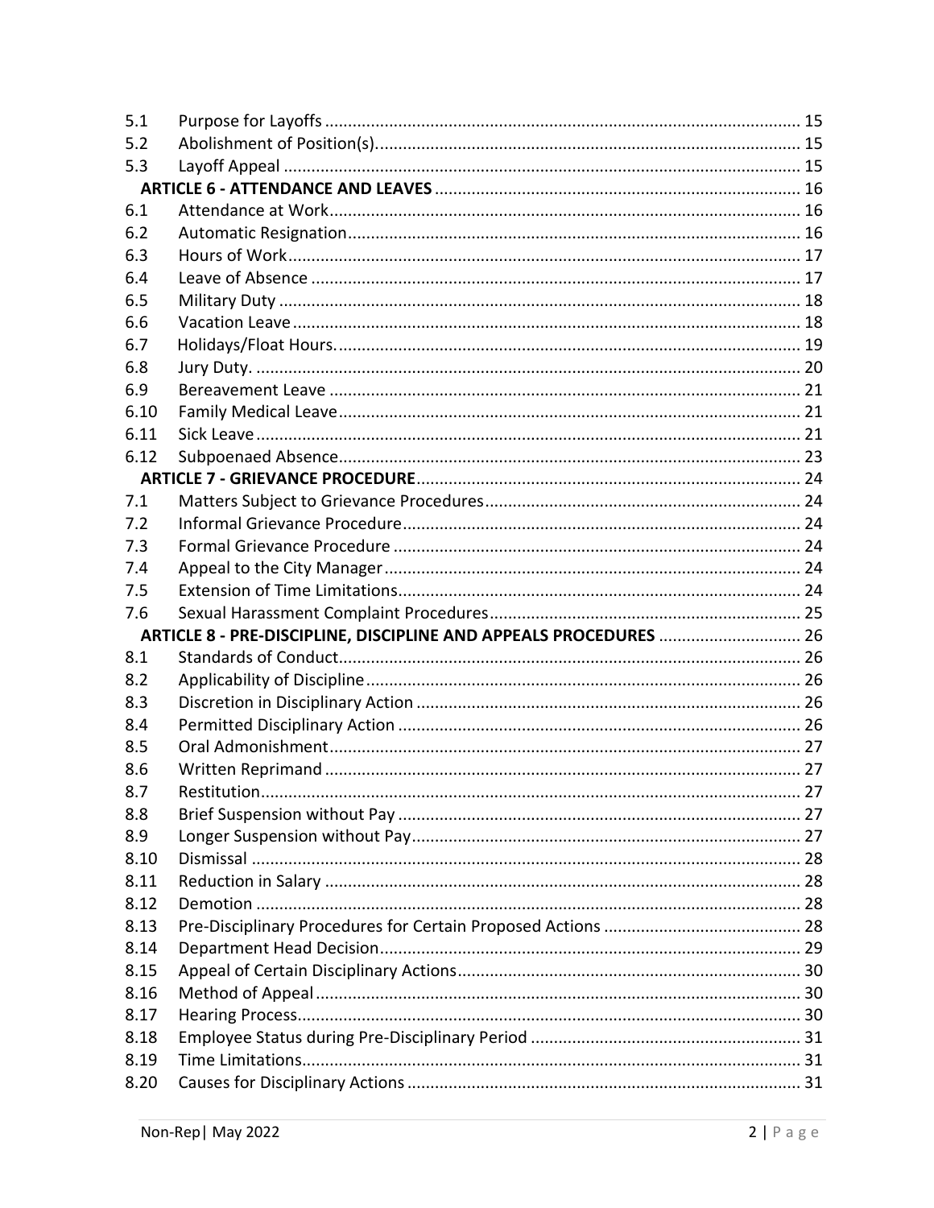| | | |
|---|---|---|
| 5.1 | Purpose for Layoffs | 15 |
| 5.2 | Abolishment of Position(s). | 15 |
| 5.3 | Layoff Appeal | 15 |
| | **ARTICLE 6 - ATTENDANCE AND LEAVES** | 16 |
| 6.1 | Attendance at Work | 16 |
| 6.2 | Automatic Resignation | 16 |
| 6.3 | Hours of Work | 17 |
| 6.4 | Leave of Absence | 17 |
| 6.5 | Military Duty | 18 |
| 6.6 | Vacation Leave | 18 |
| 6.7 | Holidays/Float Hours. | 19 |
| 6.8 | Jury Duty. | 20 |
| 6.9 | Bereavement Leave | 21 |
| 6.10 | Family Medical Leave | 21 |
| 6.11 | Sick Leave | 21 |
| 6.12 | Subpoenaed Absence | 23 |
| | **ARTICLE 7 - GRIEVANCE PROCEDURE** | 24 |
| 7.1 | Matters Subject to Grievance Procedures | 24 |
| 7.2 | Informal Grievance Procedure | 24 |
| 7.3 | Formal Grievance Procedure | 24 |
| 7.4 | Appeal to the City Manager | 24 |
| 7.5 | Extension of Time Limitations | 24 |
| 7.6 | Sexual Harassment Complaint Procedures | 25 |
| | **ARTICLE 8 - PRE-DISCIPLINE, DISCIPLINE AND APPEALS PROCEDURES** | 26 |
| 8.1 | Standards of Conduct | 26 |
| 8.2 | Applicability of Discipline | 26 |
| 8.3 | Discretion in Disciplinary Action | 26 |
| 8.4 | Permitted Disciplinary Action | 26 |
| 8.5 | Oral Admonishment | 27 |
| 8.6 | Written Reprimand | 27 |
| 8.7 | Restitution | 27 |
| 8.8 | Brief Suspension without Pay | 27 |
| 8.9 | Longer Suspension without Pay | 27 |
| 8.10 | Dismissal | 28 |
| 8.11 | Reduction in Salary | 28 |
| 8.12 | Demotion | 28 |
| 8.13 | Pre-Disciplinary Procedures for Certain Proposed Actions | 28 |
| 8.14 | Department Head Decision | 29 |
| 8.15 | Appeal of Certain Disciplinary Actions | 30 |
| 8.16 | Method of Appeal | 30 |
| 8.17 | Hearing Process | 30 |
| 8.18 | Employee Status during Pre-Disciplinary Period | 31 |
| 8.19 | Time Limitations | 31 |
| 8.20 | Causes for Disciplinary Actions | 31 |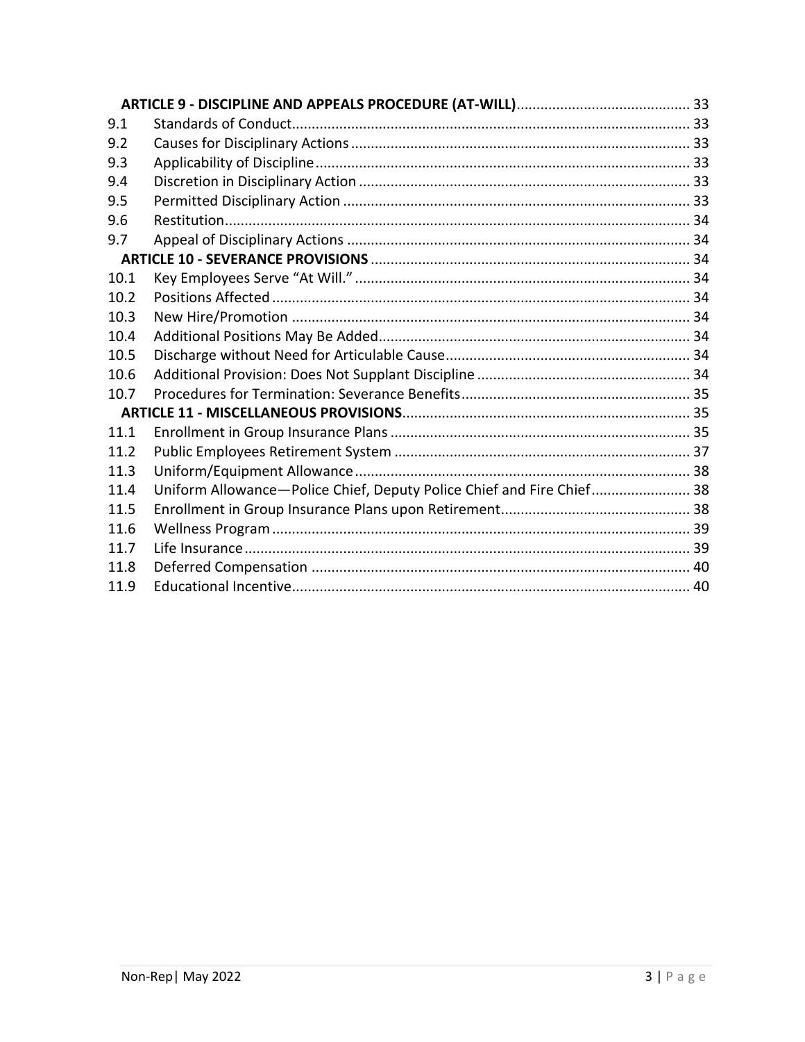| | | |
|---|---|---|
| | **ARTICLE 9 - DISCIPLINE AND APPEALS PROCEDURE (AT-WILL)** | 33 |
| 9.1 | Standards of Conduct | 33 |
| 9.2 | Causes for Disciplinary Actions | 33 |
| 9.3 | Applicability of Discipline | 33 |
| 9.4 | Discretion in Disciplinary Action | 33 |
| 9.5 | Permitted Disciplinary Action | 33 |
| 9.6 | Restitution | 34 |
| 9.7 | Appeal of Disciplinary Actions | 34 |
| | **ARTICLE 10 - SEVERANCE PROVISIONS** | 34 |
| 10.1 | Key Employees Serve "At Will." | 34 |
| 10.2 | Positions Affected | 34 |
| 10.3 | New Hire/Promotion | 34 |
| 10.4 | Additional Positions May Be Added | 34 |
| 10.5 | Discharge without Need for Articulable Cause | 34 |
| 10.6 | Additional Provision: Does Not Supplant Discipline | 34 |
| 10.7 | Procedures for Termination: Severance Benefits | 35 |
| | **ARTICLE 11 - MISCELLANEOUS PROVISIONS** | 35 |
| 11.1 | Enrollment in Group Insurance Plans | 35 |
| 11.2 | Public Employees Retirement System | 37 |
| 11.3 | Uniform/Equipment Allowance | 38 |
| 11.4 | Uniform Allowance—Police Chief, Deputy Police Chief and Fire Chief | 38 |
| 11.5 | Enrollment in Group Insurance Plans upon Retirement | 38 |
| 11.6 | Wellness Program | 39 |
| 11.7 | Life Insurance | 39 |
| 11.8 | Deferred Compensation | 40 |
| 11.9 | Educational Incentive | 40 |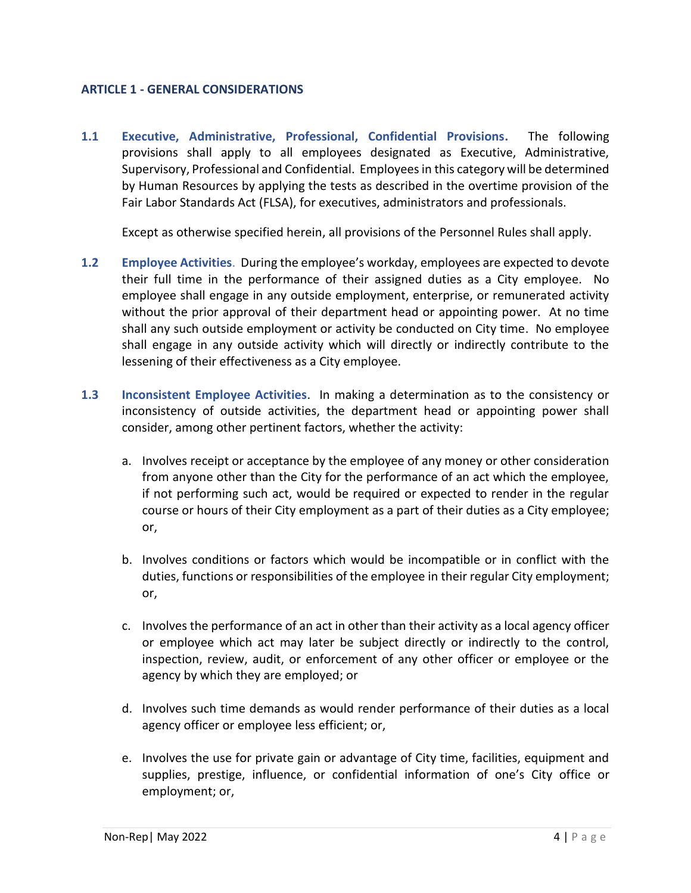## ARTICLE 1 - GENERAL CONSIDERATIONS

**1.1 Executive, Administrative, Professional, Confidential Provisions.** The following provisions shall apply to all employees designated as Executive, Administrative, Supervisory, Professional and Confidential. Employees in this category will be determined by Human Resources by applying the tests as described in the overtime provision of the Fair Labor Standards Act (FLSA), for executives, administrators and professionals.

Except as otherwise specified herein, all provisions of the Personnel Rules shall apply.

**1.2 Employee Activities.** During the employee's workday, employees are expected to devote their full time in the performance of their assigned duties as a City employee. No employee shall engage in any outside employment, enterprise, or remunerated activity without the prior approval of their department head or appointing power. At no time shall any such outside employment or activity be conducted on City time. No employee shall engage in any outside activity which will directly or indirectly contribute to the lessening of their effectiveness as a City employee.

**1.3 Inconsistent Employee Activities.** In making a determination as to the consistency or inconsistency of outside activities, the department head or appointing power shall consider, among other pertinent factors, whether the activity:

a. Involves receipt or acceptance by the employee of any money or other consideration from anyone other than the City for the performance of an act which the employee, if not performing such act, would be required or expected to render in the regular course or hours of their City employment as a part of their duties as a City employee; or,

b. Involves conditions or factors which would be incompatible or in conflict with the duties, functions or responsibilities of the employee in their regular City employment; or,

c. Involves the performance of an act in other than their activity as a local agency officer or employee which act may later be subject directly or indirectly to the control, inspection, review, audit, or enforcement of any other officer or employee or the agency by which they are employed; or

d. Involves such time demands as would render performance of their duties as a local agency officer or employee less efficient; or,

e. Involves the use for private gain or advantage of City time, facilities, equipment and supplies, prestige, influence, or confidential information of one's City office or employment; or,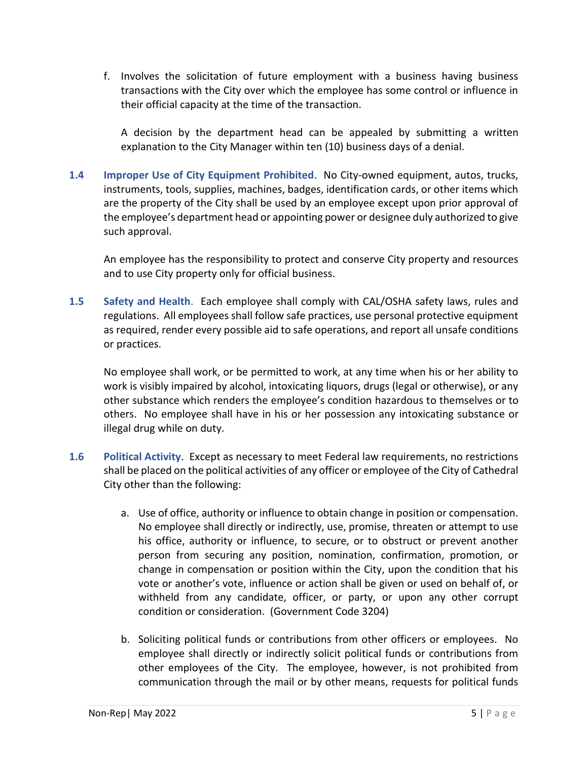f. Involves the solicitation of future employment with a business having business transactions with the City over which the employee has some control or influence in their official capacity at the time of the transaction.

   A decision by the department head can be appealed by submitting a written explanation to the City Manager within ten (10) business days of a denial.

**1.4 Improper Use of City Equipment Prohibited**. No City-owned equipment, autos, trucks, instruments, tools, supplies, machines, badges, identification cards, or other items which are the property of the City shall be used by an employee except upon prior approval of the employee's department head or appointing power or designee duly authorized to give such approval.

An employee has the responsibility to protect and conserve City property and resources and to use City property only for official business.

**1.5 Safety and Health**. Each employee shall comply with CAL/OSHA safety laws, rules and regulations. All employees shall follow safe practices, use personal protective equipment as required, render every possible aid to safe operations, and report all unsafe conditions or practices.

No employee shall work, or be permitted to work, at any time when his or her ability to work is visibly impaired by alcohol, intoxicating liquors, drugs (legal or otherwise), or any other substance which renders the employee's condition hazardous to themselves or to others. No employee shall have in his or her possession any intoxicating substance or illegal drug while on duty.

**1.6 Political Activity**. Except as necessary to meet Federal law requirements, no restrictions shall be placed on the political activities of any officer or employee of the City of Cathedral City other than the following:

a. Use of office, authority or influence to obtain change in position or compensation. No employee shall directly or indirectly, use, promise, threaten or attempt to use his office, authority or influence, to secure, or to obstruct or prevent another person from securing any position, nomination, confirmation, promotion, or change in compensation or position within the City, upon the condition that his vote or another's vote, influence or action shall be given or used on behalf of, or withheld from any candidate, officer, or party, or upon any other corrupt condition or consideration. (Government Code 3204)

b. Soliciting political funds or contributions from other officers or employees. No employee shall directly or indirectly solicit political funds or contributions from other employees of the City. The employee, however, is not prohibited from communication through the mail or by other means, requests for political funds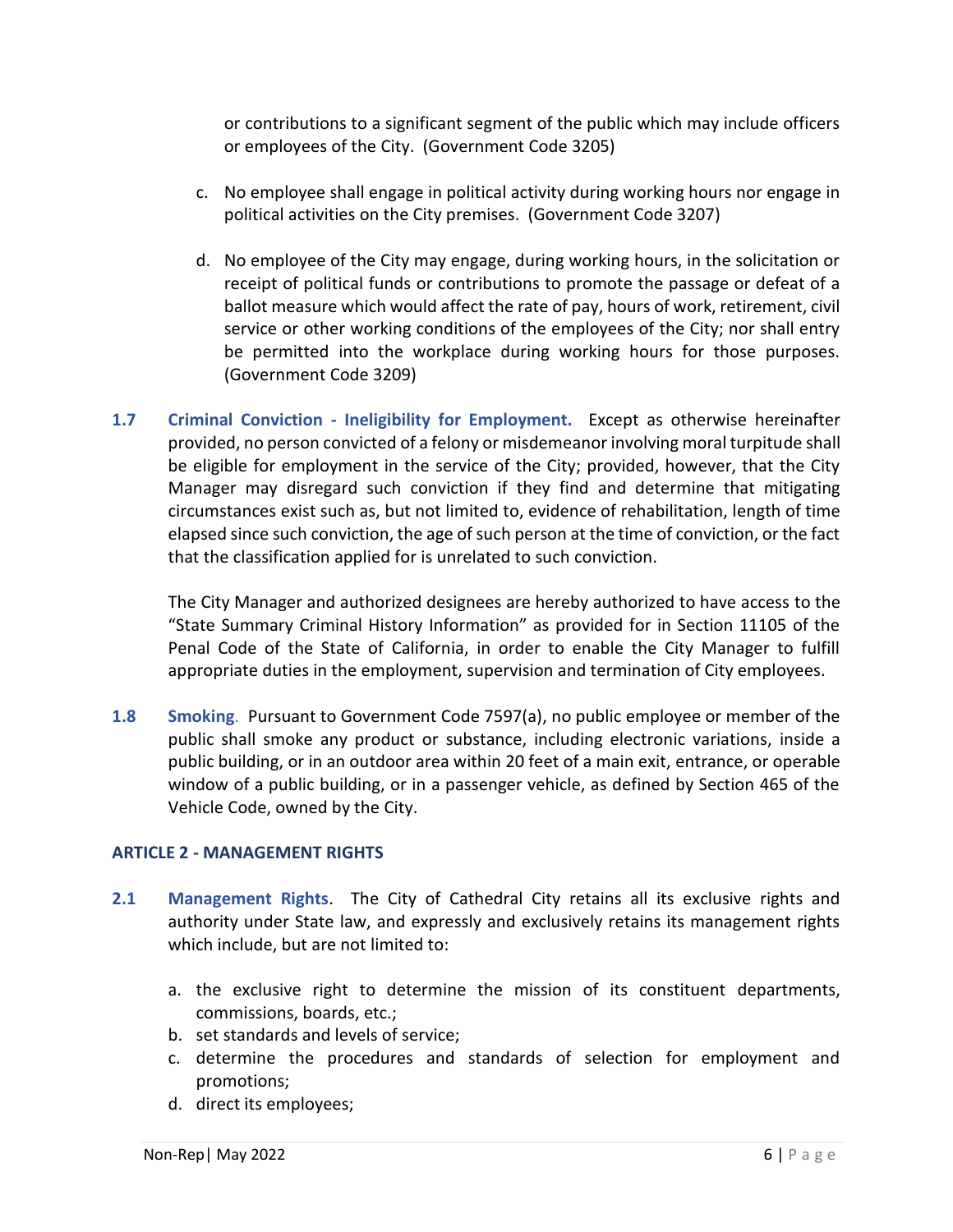or contributions to a significant segment of the public which may include officers or employees of the City. (Government Code 3205)

c. No employee shall engage in political activity during working hours nor engage in political activities on the City premises. (Government Code 3207)

d. No employee of the City may engage, during working hours, in the solicitation or receipt of political funds or contributions to promote the passage or defeat of a ballot measure which would affect the rate of pay, hours of work, retirement, civil service or other working conditions of the employees of the City; nor shall entry be permitted into the workplace during working hours for those purposes. (Government Code 3209)

**1.7 Criminal Conviction - Ineligibility for Employment.** Except as otherwise hereinafter provided, no person convicted of a felony or misdemeanor involving moral turpitude shall be eligible for employment in the service of the City; provided, however, that the City Manager may disregard such conviction if they find and determine that mitigating circumstances exist such as, but not limited to, evidence of rehabilitation, length of time elapsed since such conviction, the age of such person at the time of conviction, or the fact that the classification applied for is unrelated to such conviction.

The City Manager and authorized designees are hereby authorized to have access to the "State Summary Criminal History Information" as provided for in Section 11105 of the Penal Code of the State of California, in order to enable the City Manager to fulfill appropriate duties in the employment, supervision and termination of City employees.

**1.8 Smoking**. Pursuant to Government Code 7597(a), no public employee or member of the public shall smoke any product or substance, including electronic variations, inside a public building, or in an outdoor area within 20 feet of a main exit, entrance, or operable window of a public building, or in a passenger vehicle, as defined by Section 465 of the Vehicle Code, owned by the City.

## ARTICLE 2 - MANAGEMENT RIGHTS

**2.1 Management Rights**. The City of Cathedral City retains all its exclusive rights and authority under State law, and expressly and exclusively retains its management rights which include, but are not limited to:

a. the exclusive right to determine the mission of its constituent departments, commissions, boards, etc.;
b. set standards and levels of service;
c. determine the procedures and standards of selection for employment and promotions;
d. direct its employees;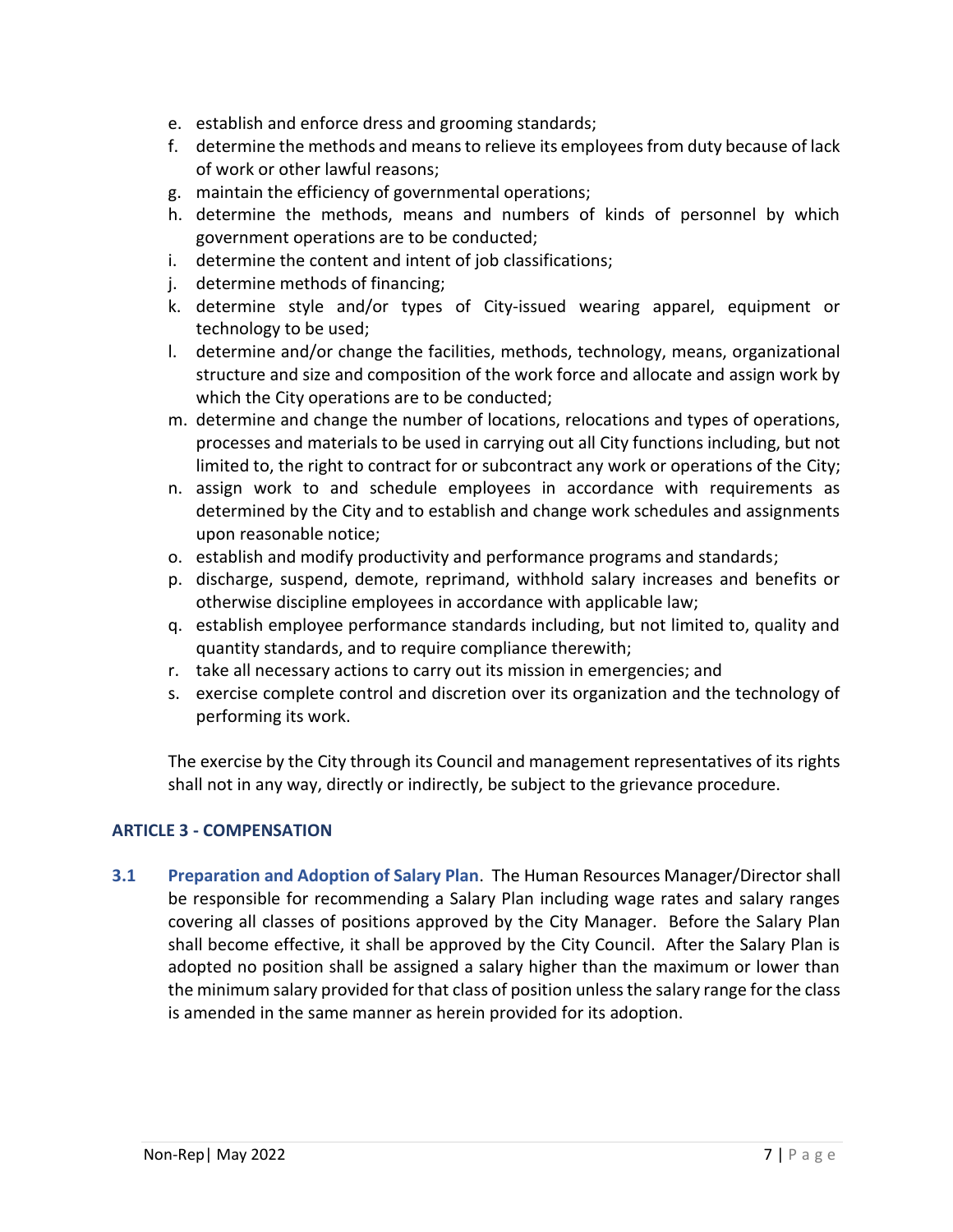e. establish and enforce dress and grooming standards;
f. determine the methods and means to relieve its employees from duty because of lack of work or other lawful reasons;
g. maintain the efficiency of governmental operations;
h. determine the methods, means and numbers of kinds of personnel by which government operations are to be conducted;
i. determine the content and intent of job classifications;
j. determine methods of financing;
k. determine style and/or types of City-issued wearing apparel, equipment or technology to be used;
l. determine and/or change the facilities, methods, technology, means, organizational structure and size and composition of the work force and allocate and assign work by which the City operations are to be conducted;
m. determine and change the number of locations, relocations and types of operations, processes and materials to be used in carrying out all City functions including, but not limited to, the right to contract for or subcontract any work or operations of the City;
n. assign work to and schedule employees in accordance with requirements as determined by the City and to establish and change work schedules and assignments upon reasonable notice;
o. establish and modify productivity and performance programs and standards;
p. discharge, suspend, demote, reprimand, withhold salary increases and benefits or otherwise discipline employees in accordance with applicable law;
q. establish employee performance standards including, but not limited to, quality and quantity standards, and to require compliance therewith;
r. take all necessary actions to carry out its mission in emergencies; and
s. exercise complete control and discretion over its organization and the technology of performing its work.

The exercise by the City through its Council and management representatives of its rights shall not in any way, directly or indirectly, be subject to the grievance procedure.

## ARTICLE 3 - COMPENSATION

**3.1 Preparation and Adoption of Salary Plan**. The Human Resources Manager/Director shall be responsible for recommending a Salary Plan including wage rates and salary ranges covering all classes of positions approved by the City Manager. Before the Salary Plan shall become effective, it shall be approved by the City Council. After the Salary Plan is adopted no position shall be assigned a salary higher than the maximum or lower than the minimum salary provided for that class of position unless the salary range for the class is amended in the same manner as herein provided for its adoption.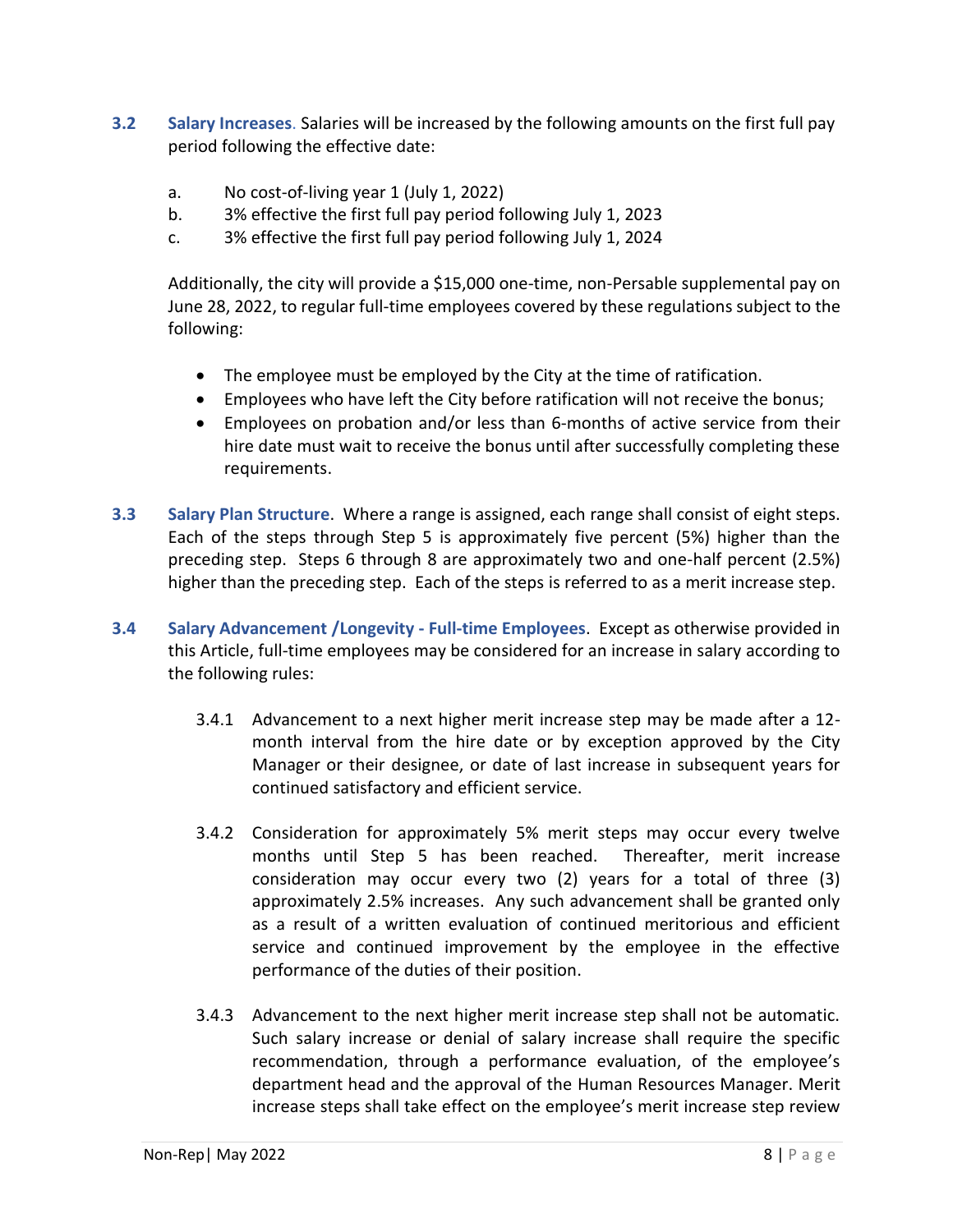**3.2 Salary Increases**. Salaries will be increased by the following amounts on the first full pay period following the effective date:

a. No cost-of-living year 1 (July 1, 2022)
b. 3% effective the first full pay period following July 1, 2023
c. 3% effective the first full pay period following July 1, 2024

Additionally, the city will provide a $15,000 one-time, non-Persable supplemental pay on June 28, 2022, to regular full-time employees covered by these regulations subject to the following:

- The employee must be employed by the City at the time of ratification.
- Employees who have left the City before ratification will not receive the bonus;
- Employees on probation and/or less than 6-months of active service from their hire date must wait to receive the bonus until after successfully completing these requirements.

**3.3 Salary Plan Structure**. Where a range is assigned, each range shall consist of eight steps. Each of the steps through Step 5 is approximately five percent (5%) higher than the preceding step. Steps 6 through 8 are approximately two and one-half percent (2.5%) higher than the preceding step. Each of the steps is referred to as a merit increase step.

**3.4 Salary Advancement /Longevity - Full-time Employees**. Except as otherwise provided in this Article, full-time employees may be considered for an increase in salary according to the following rules:

3.4.1 Advancement to a next higher merit increase step may be made after a 12-month interval from the hire date or by exception approved by the City Manager or their designee, or date of last increase in subsequent years for continued satisfactory and efficient service.

3.4.2 Consideration for approximately 5% merit steps may occur every twelve months until Step 5 has been reached. Thereafter, merit increase consideration may occur every two (2) years for a total of three (3) approximately 2.5% increases. Any such advancement shall be granted only as a result of a written evaluation of continued meritorious and efficient service and continued improvement by the employee in the effective performance of the duties of their position.

3.4.3 Advancement to the next higher merit increase step shall not be automatic. Such salary increase or denial of salary increase shall require the specific recommendation, through a performance evaluation, of the employee's department head and the approval of the Human Resources Manager. Merit increase steps shall take effect on the employee's merit increase step review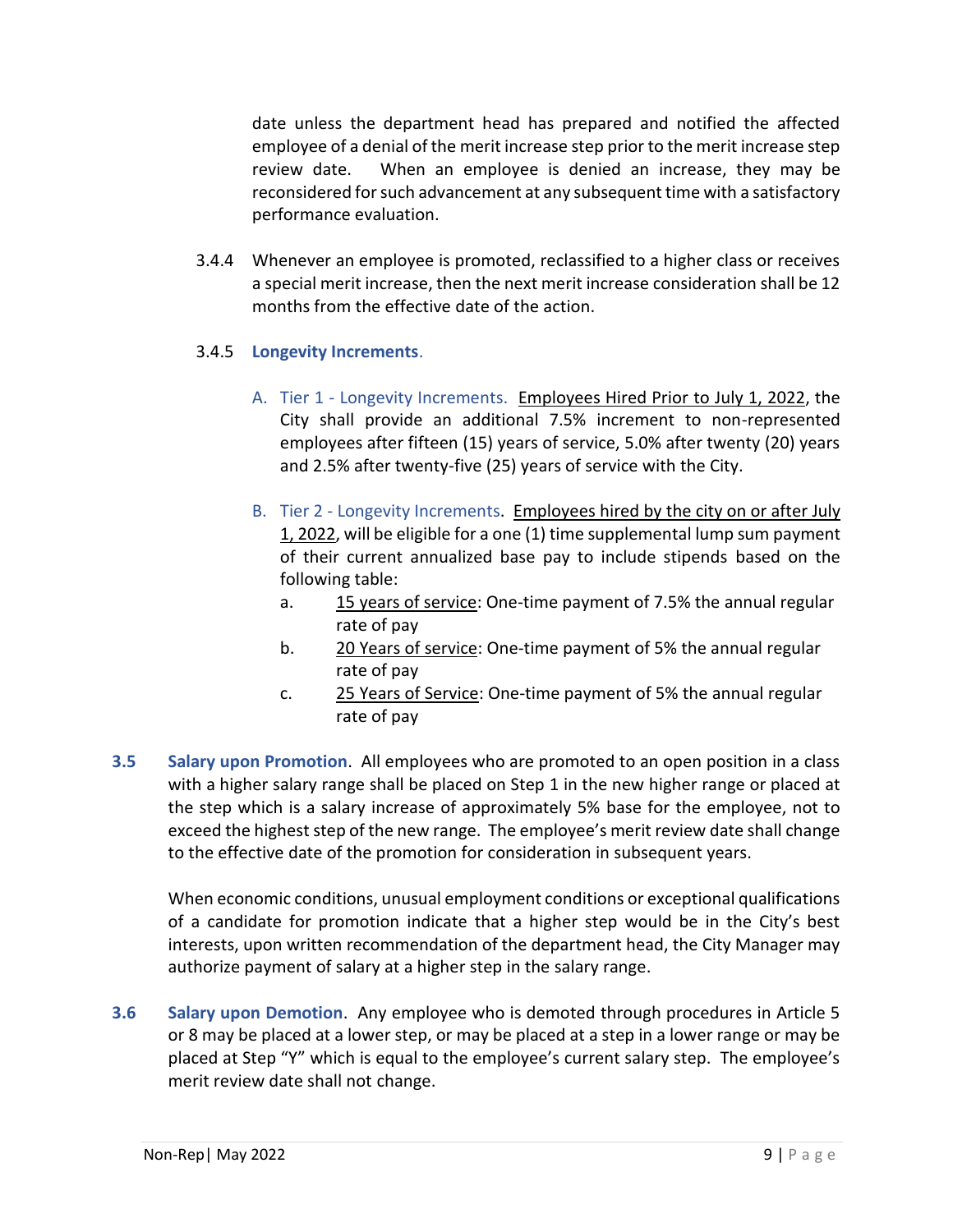date unless the department head has prepared and notified the affected employee of a denial of the merit increase step prior to the merit increase step review date. When an employee is denied an increase, they may be reconsidered for such advancement at any subsequent time with a satisfactory performance evaluation.

3.4.4 Whenever an employee is promoted, reclassified to a higher class or receives a special merit increase, then the next merit increase consideration shall be 12 months from the effective date of the action.

3.4.5 **Longevity Increments**.

A. Tier 1 - Longevity Increments. Employees Hired Prior to July 1, 2022, the City shall provide an additional 7.5% increment to non-represented employees after fifteen (15) years of service, 5.0% after twenty (20) years and 2.5% after twenty-five (25) years of service with the City.

B. Tier 2 - Longevity Increments. Employees hired by the city on or after July 1, 2022, will be eligible for a one (1) time supplemental lump sum payment of their current annualized base pay to include stipends based on the following table:

   a. 15 years of service: One-time payment of 7.5% the annual regular rate of pay
   b. 20 Years of service: One-time payment of 5% the annual regular rate of pay
   c. 25 Years of Service: One-time payment of 5% the annual regular rate of pay

**3.5 Salary upon Promotion**. All employees who are promoted to an open position in a class with a higher salary range shall be placed on Step 1 in the new higher range or placed at the step which is a salary increase of approximately 5% base for the employee, not to exceed the highest step of the new range. The employee's merit review date shall change to the effective date of the promotion for consideration in subsequent years.

When economic conditions, unusual employment conditions or exceptional qualifications of a candidate for promotion indicate that a higher step would be in the City's best interests, upon written recommendation of the department head, the City Manager may authorize payment of salary at a higher step in the salary range.

**3.6 Salary upon Demotion**. Any employee who is demoted through procedures in Article 5 or 8 may be placed at a lower step, or may be placed at a step in a lower range or may be placed at Step "Y" which is equal to the employee's current salary step. The employee's merit review date shall not change.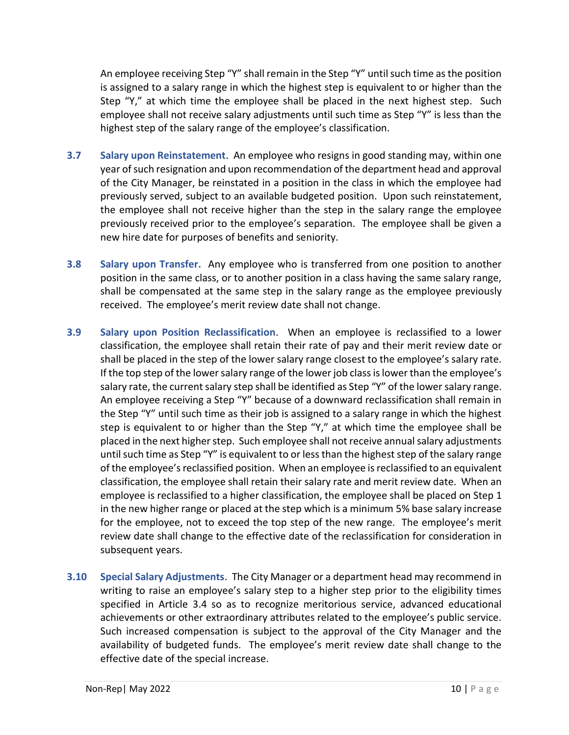An employee receiving Step "Y" shall remain in the Step "Y" until such time as the position is assigned to a salary range in which the highest step is equivalent to or higher than the Step "Y," at which time the employee shall be placed in the next highest step. Such employee shall not receive salary adjustments until such time as Step "Y" is less than the highest step of the salary range of the employee's classification.

**3.7 Salary upon Reinstatement**. An employee who resigns in good standing may, within one year of such resignation and upon recommendation of the department head and approval of the City Manager, be reinstated in a position in the class in which the employee had previously served, subject to an available budgeted position. Upon such reinstatement, the employee shall not receive higher than the step in the salary range the employee previously received prior to the employee's separation. The employee shall be given a new hire date for purposes of benefits and seniority.

**3.8 Salary upon Transfer.** Any employee who is transferred from one position to another position in the same class, or to another position in a class having the same salary range, shall be compensated at the same step in the salary range as the employee previously received. The employee's merit review date shall not change.

**3.9 Salary upon Position Reclassification**. When an employee is reclassified to a lower classification, the employee shall retain their rate of pay and their merit review date or shall be placed in the step of the lower salary range closest to the employee's salary rate. If the top step of the lower salary range of the lower job class is lower than the employee's salary rate, the current salary step shall be identified as Step "Y" of the lower salary range. An employee receiving a Step "Y" because of a downward reclassification shall remain in the Step "Y" until such time as their job is assigned to a salary range in which the highest step is equivalent to or higher than the Step "Y," at which time the employee shall be placed in the next higher step. Such employee shall not receive annual salary adjustments until such time as Step "Y" is equivalent to or less than the highest step of the salary range of the employee's reclassified position. When an employee is reclassified to an equivalent classification, the employee shall retain their salary rate and merit review date. When an employee is reclassified to a higher classification, the employee shall be placed on Step 1 in the new higher range or placed at the step which is a minimum 5% base salary increase for the employee, not to exceed the top step of the new range. The employee's merit review date shall change to the effective date of the reclassification for consideration in subsequent years.

**3.10 Special Salary Adjustments**. The City Manager or a department head may recommend in writing to raise an employee's salary step to a higher step prior to the eligibility times specified in Article 3.4 so as to recognize meritorious service, advanced educational achievements or other extraordinary attributes related to the employee's public service. Such increased compensation is subject to the approval of the City Manager and the availability of budgeted funds. The employee's merit review date shall change to the effective date of the special increase.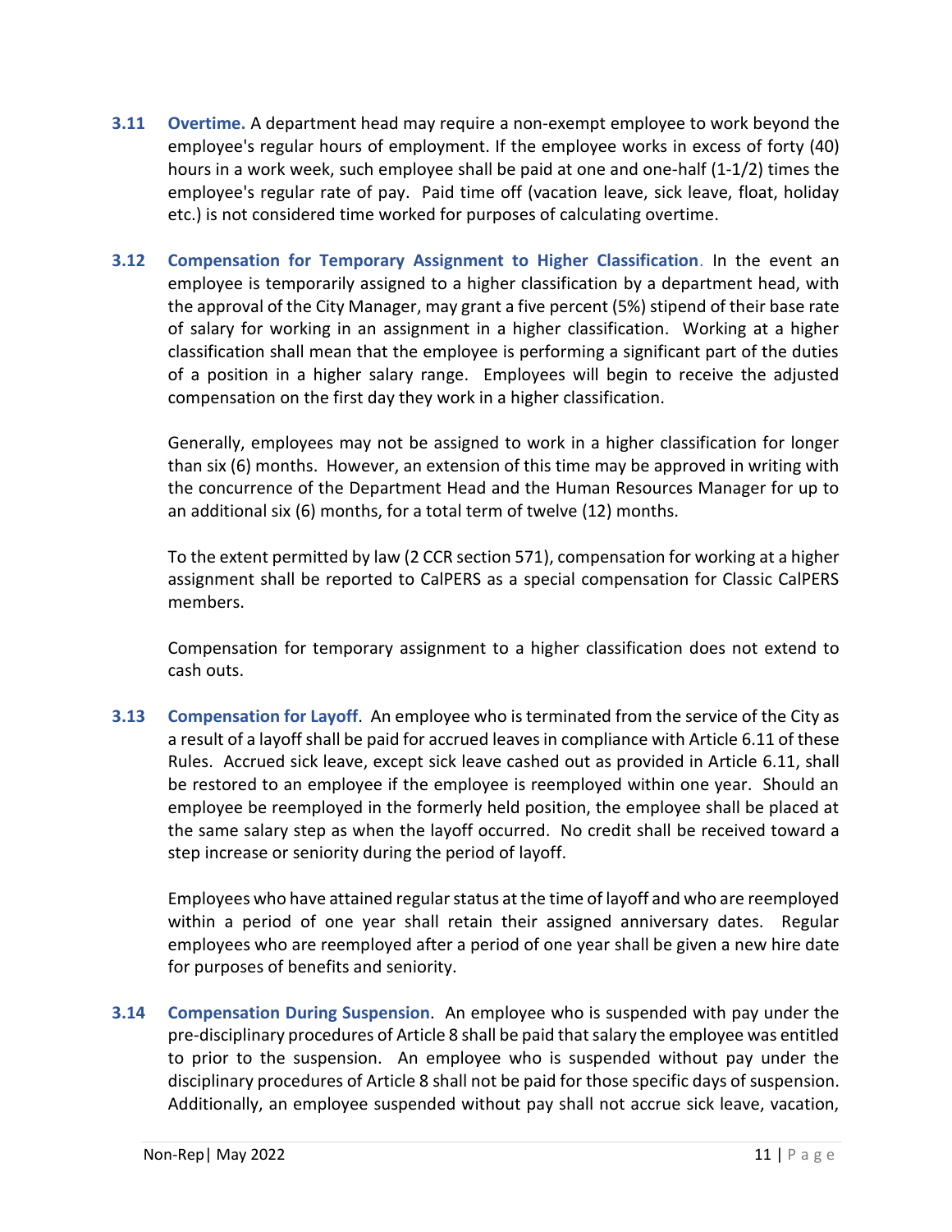**3.11 Overtime.** A department head may require a non-exempt employee to work beyond the employee's regular hours of employment. If the employee works in excess of forty (40) hours in a work week, such employee shall be paid at one and one-half (1-1/2) times the employee's regular rate of pay. Paid time off (vacation leave, sick leave, float, holiday etc.) is not considered time worked for purposes of calculating overtime.

**3.12 Compensation for Temporary Assignment to Higher Classification**. In the event an employee is temporarily assigned to a higher classification by a department head, with the approval of the City Manager, may grant a five percent (5%) stipend of their base rate of salary for working in an assignment in a higher classification. Working at a higher classification shall mean that the employee is performing a significant part of the duties of a position in a higher salary range. Employees will begin to receive the adjusted compensation on the first day they work in a higher classification.

Generally, employees may not be assigned to work in a higher classification for longer than six (6) months. However, an extension of this time may be approved in writing with the concurrence of the Department Head and the Human Resources Manager for up to an additional six (6) months, for a total term of twelve (12) months.

To the extent permitted by law (2 CCR section 571), compensation for working at a higher assignment shall be reported to CalPERS as a special compensation for Classic CalPERS members.

Compensation for temporary assignment to a higher classification does not extend to cash outs.

**3.13 Compensation for Layoff**. An employee who is terminated from the service of the City as a result of a layoff shall be paid for accrued leaves in compliance with Article 6.11 of these Rules. Accrued sick leave, except sick leave cashed out as provided in Article 6.11, shall be restored to an employee if the employee is reemployed within one year. Should an employee be reemployed in the formerly held position, the employee shall be placed at the same salary step as when the layoff occurred. No credit shall be received toward a step increase or seniority during the period of layoff.

Employees who have attained regular status at the time of layoff and who are reemployed within a period of one year shall retain their assigned anniversary dates. Regular employees who are reemployed after a period of one year shall be given a new hire date for purposes of benefits and seniority.

**3.14 Compensation During Suspension**. An employee who is suspended with pay under the pre-disciplinary procedures of Article 8 shall be paid that salary the employee was entitled to prior to the suspension. An employee who is suspended without pay under the disciplinary procedures of Article 8 shall not be paid for those specific days of suspension. Additionally, an employee suspended without pay shall not accrue sick leave, vacation,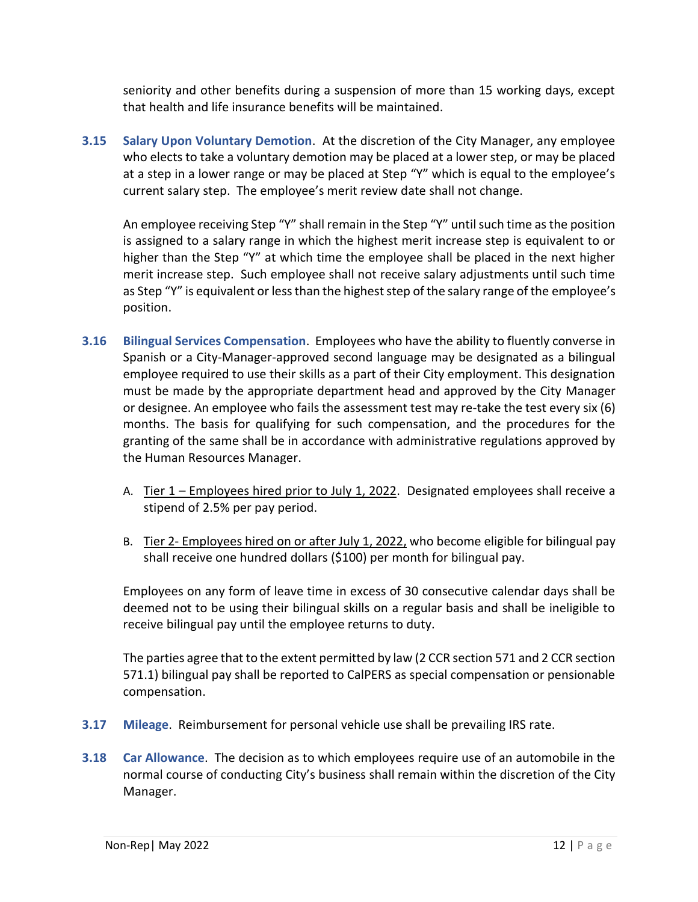seniority and other benefits during a suspension of more than 15 working days, except that health and life insurance benefits will be maintained.

**3.15 Salary Upon Voluntary Demotion**. At the discretion of the City Manager, any employee who elects to take a voluntary demotion may be placed at a lower step, or may be placed at a step in a lower range or may be placed at Step "Y" which is equal to the employee's current salary step. The employee's merit review date shall not change.

An employee receiving Step "Y" shall remain in the Step "Y" until such time as the position is assigned to a salary range in which the highest merit increase step is equivalent to or higher than the Step "Y" at which time the employee shall be placed in the next higher merit increase step. Such employee shall not receive salary adjustments until such time as Step "Y" is equivalent or less than the highest step of the salary range of the employee's position.

**3.16 Bilingual Services Compensation**. Employees who have the ability to fluently converse in Spanish or a City-Manager-approved second language may be designated as a bilingual employee required to use their skills as a part of their City employment. This designation must be made by the appropriate department head and approved by the City Manager or designee. An employee who fails the assessment test may re-take the test every six (6) months. The basis for qualifying for such compensation, and the procedures for the granting of the same shall be in accordance with administrative regulations approved by the Human Resources Manager.

A. Tier 1 – Employees hired prior to July 1, 2022. Designated employees shall receive a stipend of 2.5% per pay period.

B. Tier 2- Employees hired on or after July 1, 2022, who become eligible for bilingual pay shall receive one hundred dollars ($100) per month for bilingual pay.

Employees on any form of leave time in excess of 30 consecutive calendar days shall be deemed not to be using their bilingual skills on a regular basis and shall be ineligible to receive bilingual pay until the employee returns to duty.

The parties agree that to the extent permitted by law (2 CCR section 571 and 2 CCR section 571.1) bilingual pay shall be reported to CalPERS as special compensation or pensionable compensation.

**3.17 Mileage**. Reimbursement for personal vehicle use shall be prevailing IRS rate.

**3.18 Car Allowance**. The decision as to which employees require use of an automobile in the normal course of conducting City's business shall remain within the discretion of the City Manager.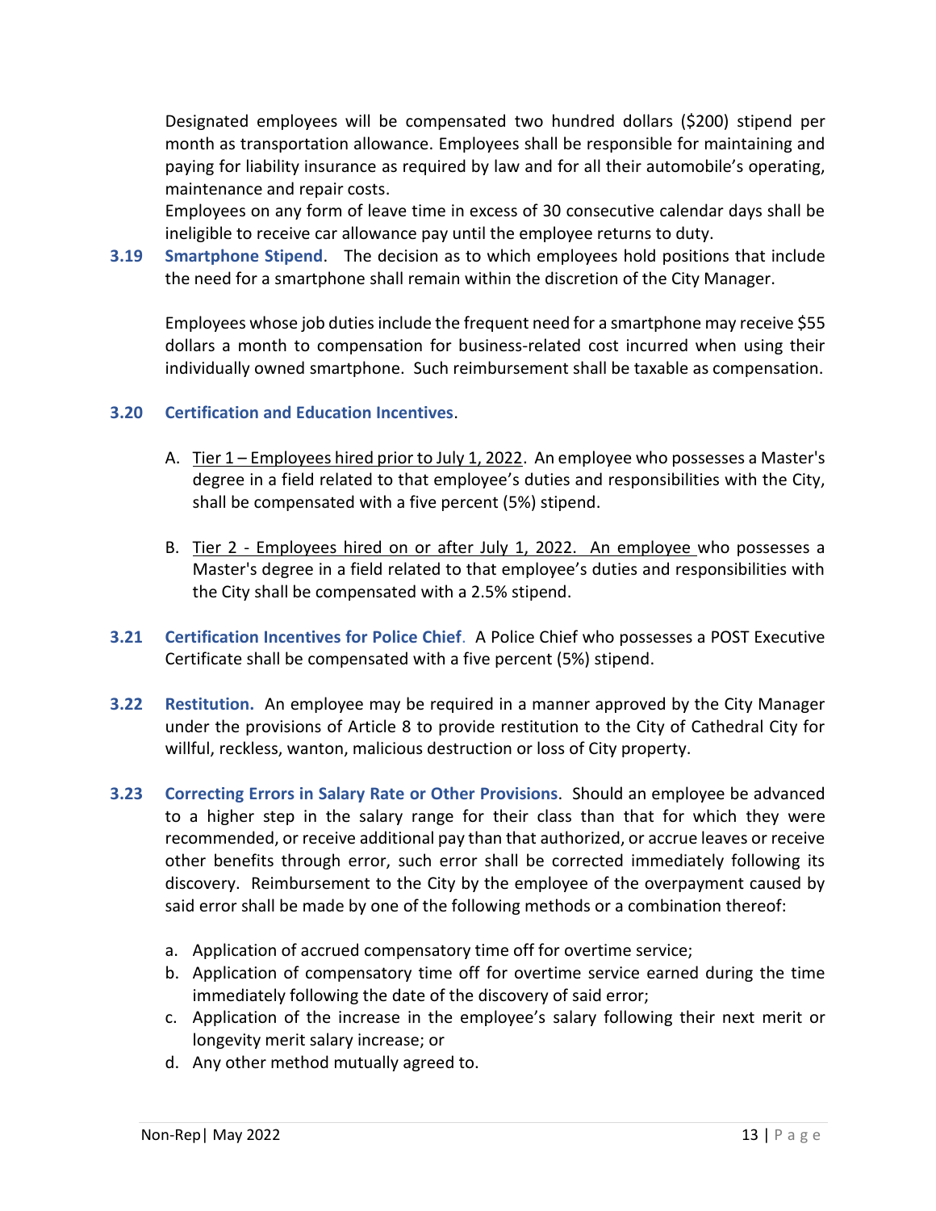Designated employees will be compensated two hundred dollars ($200) stipend per month as transportation allowance. Employees shall be responsible for maintaining and paying for liability insurance as required by law and for all their automobile's operating, maintenance and repair costs.

Employees on any form of leave time in excess of 30 consecutive calendar days shall be ineligible to receive car allowance pay until the employee returns to duty.

**3.19 Smartphone Stipend**. The decision as to which employees hold positions that include the need for a smartphone shall remain within the discretion of the City Manager.

Employees whose job duties include the frequent need for a smartphone may receive $55 dollars a month to compensation for business-related cost incurred when using their individually owned smartphone. Such reimbursement shall be taxable as compensation.

**3.20 Certification and Education Incentives**.

A. Tier 1 – Employees hired prior to July 1, 2022. An employee who possesses a Master's degree in a field related to that employee's duties and responsibilities with the City, shall be compensated with a five percent (5%) stipend.

B. Tier 2 - Employees hired on or after July 1, 2022. An employee who possesses a Master's degree in a field related to that employee's duties and responsibilities with the City shall be compensated with a 2.5% stipend.

**3.21 Certification Incentives for Police Chief**. A Police Chief who possesses a POST Executive Certificate shall be compensated with a five percent (5%) stipend.

**3.22 Restitution.** An employee may be required in a manner approved by the City Manager under the provisions of Article 8 to provide restitution to the City of Cathedral City for willful, reckless, wanton, malicious destruction or loss of City property.

**3.23 Correcting Errors in Salary Rate or Other Provisions**. Should an employee be advanced to a higher step in the salary range for their class than that for which they were recommended, or receive additional pay than that authorized, or accrue leaves or receive other benefits through error, such error shall be corrected immediately following its discovery. Reimbursement to the City by the employee of the overpayment caused by said error shall be made by one of the following methods or a combination thereof:

a. Application of accrued compensatory time off for overtime service;
b. Application of compensatory time off for overtime service earned during the time immediately following the date of the discovery of said error;
c. Application of the increase in the employee's salary following their next merit or longevity merit salary increase; or
d. Any other method mutually agreed to.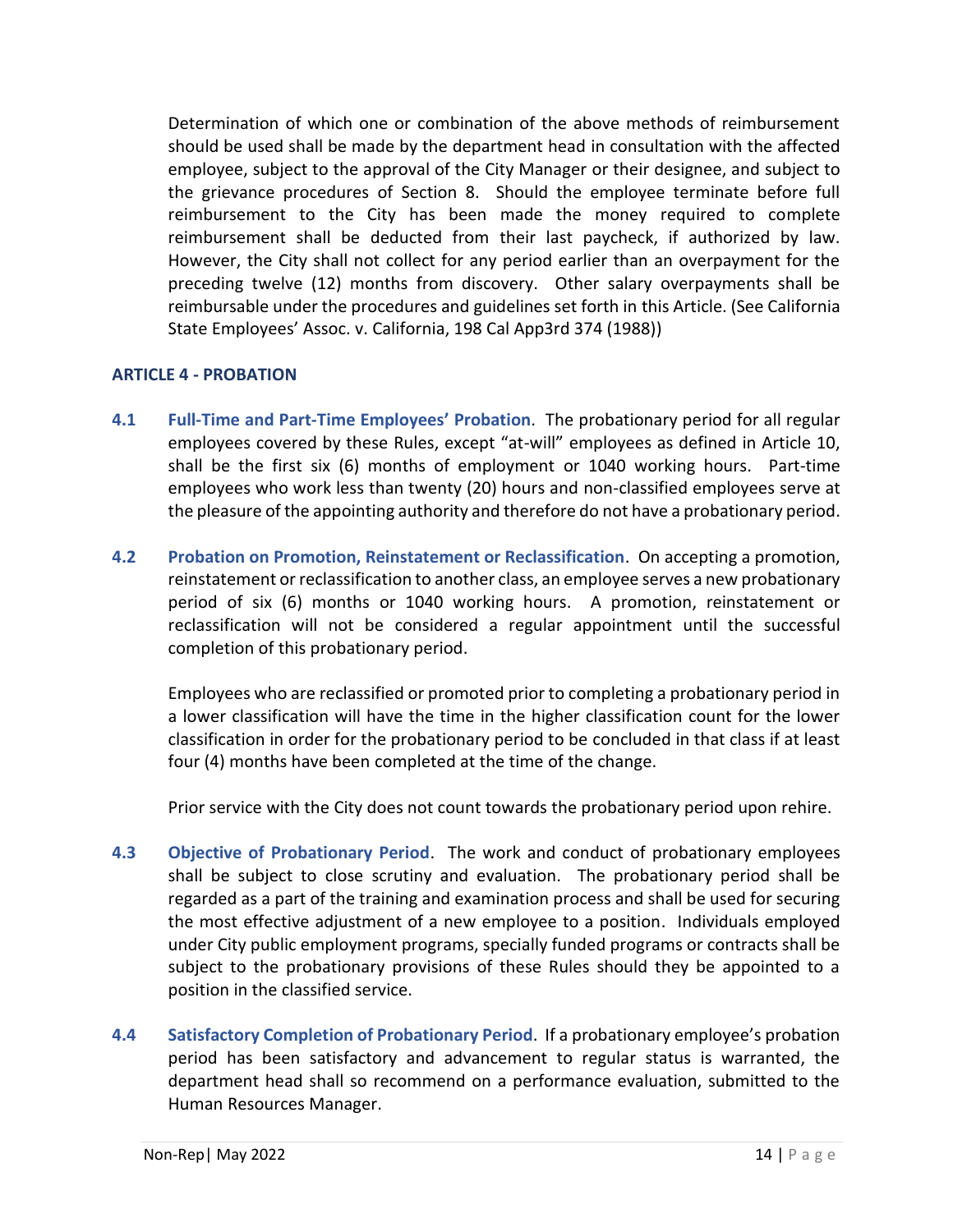Determination of which one or combination of the above methods of reimbursement should be used shall be made by the department head in consultation with the affected employee, subject to the approval of the City Manager or their designee, and subject to the grievance procedures of Section 8. Should the employee terminate before full reimbursement to the City has been made the money required to complete reimbursement shall be deducted from their last paycheck, if authorized by law. However, the City shall not collect for any period earlier than an overpayment for the preceding twelve (12) months from discovery. Other salary overpayments shall be reimbursable under the procedures and guidelines set forth in this Article. (See California State Employees' Assoc. v. California, 198 Cal App3rd 374 (1988))

## ARTICLE 4 - PROBATION

**4.1 Full-Time and Part-Time Employees' Probation**. The probationary period for all regular employees covered by these Rules, except "at-will" employees as defined in Article 10, shall be the first six (6) months of employment or 1040 working hours. Part-time employees who work less than twenty (20) hours and non-classified employees serve at the pleasure of the appointing authority and therefore do not have a probationary period.

**4.2 Probation on Promotion, Reinstatement or Reclassification**. On accepting a promotion, reinstatement or reclassification to another class, an employee serves a new probationary period of six (6) months or 1040 working hours. A promotion, reinstatement or reclassification will not be considered a regular appointment until the successful completion of this probationary period.

Employees who are reclassified or promoted prior to completing a probationary period in a lower classification will have the time in the higher classification count for the lower classification in order for the probationary period to be concluded in that class if at least four (4) months have been completed at the time of the change.

Prior service with the City does not count towards the probationary period upon rehire.

**4.3 Objective of Probationary Period**. The work and conduct of probationary employees shall be subject to close scrutiny and evaluation. The probationary period shall be regarded as a part of the training and examination process and shall be used for securing the most effective adjustment of a new employee to a position. Individuals employed under City public employment programs, specially funded programs or contracts shall be subject to the probationary provisions of these Rules should they be appointed to a position in the classified service.

**4.4 Satisfactory Completion of Probationary Period**. If a probationary employee's probation period has been satisfactory and advancement to regular status is warranted, the department head shall so recommend on a performance evaluation, submitted to the Human Resources Manager.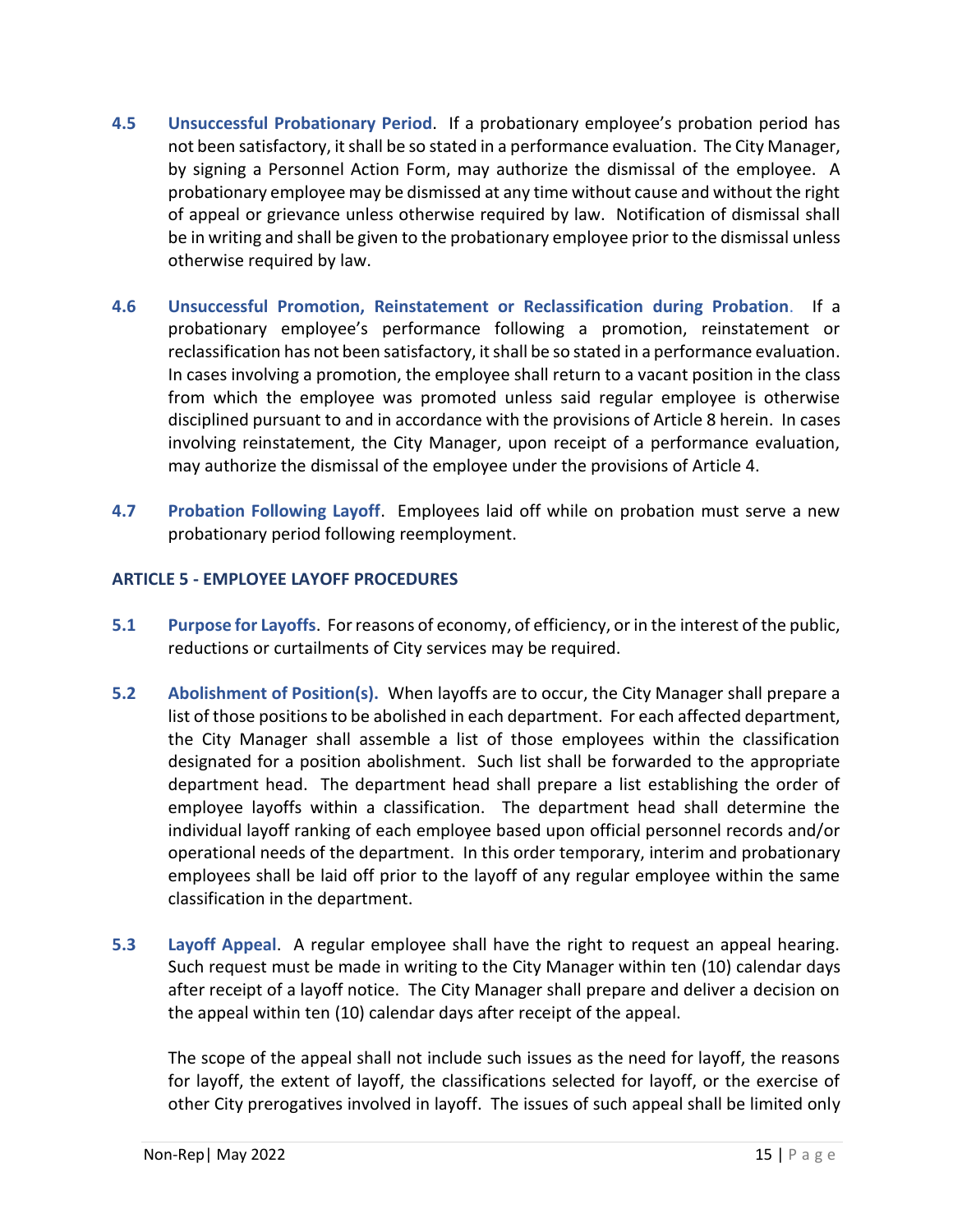**4.5 Unsuccessful Probationary Period**. If a probationary employee's probation period has not been satisfactory, it shall be so stated in a performance evaluation. The City Manager, by signing a Personnel Action Form, may authorize the dismissal of the employee. A probationary employee may be dismissed at any time without cause and without the right of appeal or grievance unless otherwise required by law. Notification of dismissal shall be in writing and shall be given to the probationary employee prior to the dismissal unless otherwise required by law.

**4.6 Unsuccessful Promotion, Reinstatement or Reclassification during Probation**. If a probationary employee's performance following a promotion, reinstatement or reclassification has not been satisfactory, it shall be so stated in a performance evaluation. In cases involving a promotion, the employee shall return to a vacant position in the class from which the employee was promoted unless said regular employee is otherwise disciplined pursuant to and in accordance with the provisions of Article 8 herein. In cases involving reinstatement, the City Manager, upon receipt of a performance evaluation, may authorize the dismissal of the employee under the provisions of Article 4.

**4.7 Probation Following Layoff**. Employees laid off while on probation must serve a new probationary period following reemployment.

## ARTICLE 5 - EMPLOYEE LAYOFF PROCEDURES

**5.1 Purpose for Layoffs**. For reasons of economy, of efficiency, or in the interest of the public, reductions or curtailments of City services may be required.

**5.2 Abolishment of Position(s).** When layoffs are to occur, the City Manager shall prepare a list of those positions to be abolished in each department. For each affected department, the City Manager shall assemble a list of those employees within the classification designated for a position abolishment. Such list shall be forwarded to the appropriate department head. The department head shall prepare a list establishing the order of employee layoffs within a classification. The department head shall determine the individual layoff ranking of each employee based upon official personnel records and/or operational needs of the department. In this order temporary, interim and probationary employees shall be laid off prior to the layoff of any regular employee within the same classification in the department.

**5.3 Layoff Appeal**. A regular employee shall have the right to request an appeal hearing. Such request must be made in writing to the City Manager within ten (10) calendar days after receipt of a layoff notice. The City Manager shall prepare and deliver a decision on the appeal within ten (10) calendar days after receipt of the appeal.

The scope of the appeal shall not include such issues as the need for layoff, the reasons for layoff, the extent of layoff, the classifications selected for layoff, or the exercise of other City prerogatives involved in layoff. The issues of such appeal shall be limited only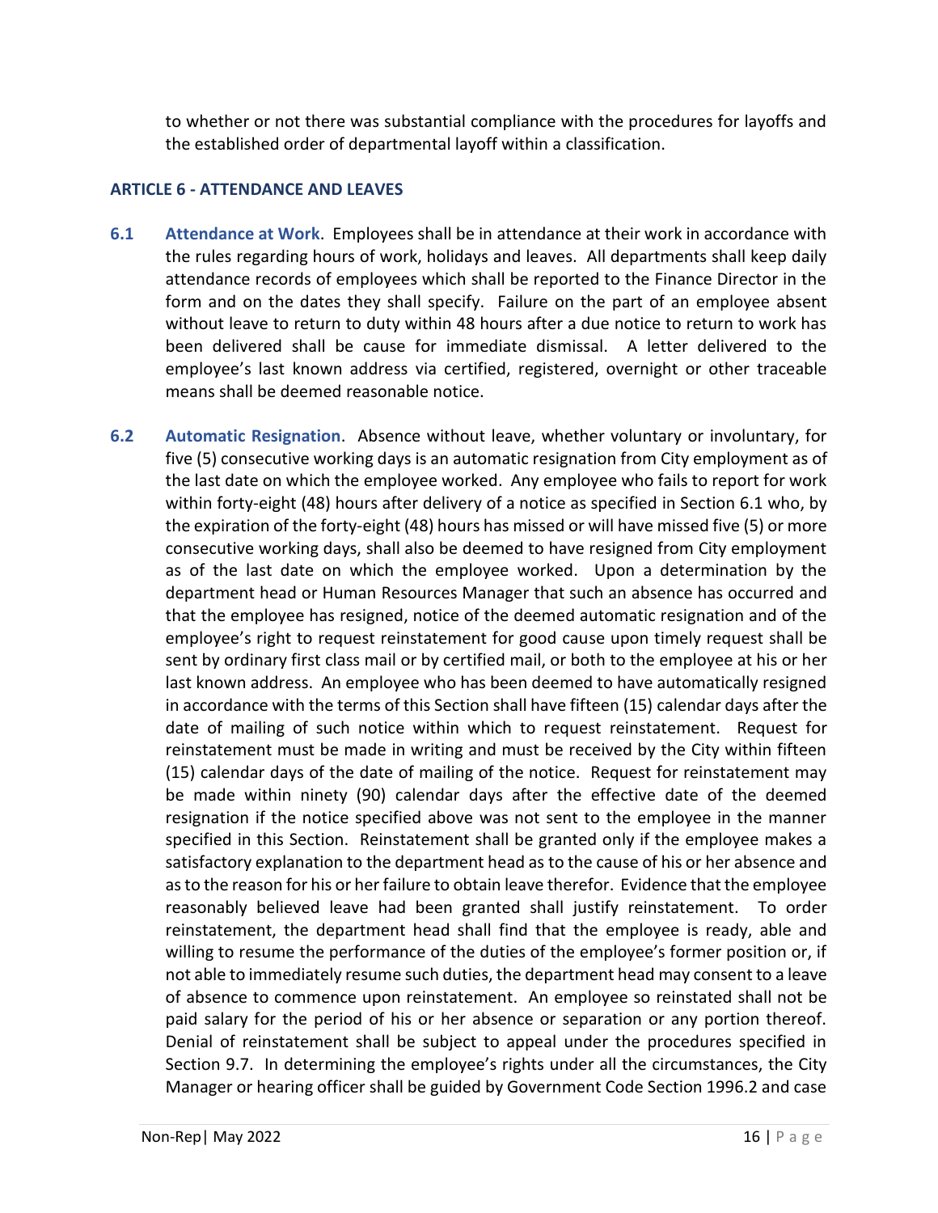to whether or not there was substantial compliance with the procedures for layoffs and the established order of departmental layoff within a classification.

## ARTICLE 6 - ATTENDANCE AND LEAVES

**6.1 Attendance at Work**. Employees shall be in attendance at their work in accordance with the rules regarding hours of work, holidays and leaves. All departments shall keep daily attendance records of employees which shall be reported to the Finance Director in the form and on the dates they shall specify. Failure on the part of an employee absent without leave to return to duty within 48 hours after a due notice to return to work has been delivered shall be cause for immediate dismissal. A letter delivered to the employee's last known address via certified, registered, overnight or other traceable means shall be deemed reasonable notice.

**6.2 Automatic Resignation**. Absence without leave, whether voluntary or involuntary, for five (5) consecutive working days is an automatic resignation from City employment as of the last date on which the employee worked. Any employee who fails to report for work within forty-eight (48) hours after delivery of a notice as specified in Section 6.1 who, by the expiration of the forty-eight (48) hours has missed or will have missed five (5) or more consecutive working days, shall also be deemed to have resigned from City employment as of the last date on which the employee worked. Upon a determination by the department head or Human Resources Manager that such an absence has occurred and that the employee has resigned, notice of the deemed automatic resignation and of the employee's right to request reinstatement for good cause upon timely request shall be sent by ordinary first class mail or by certified mail, or both to the employee at his or her last known address. An employee who has been deemed to have automatically resigned in accordance with the terms of this Section shall have fifteen (15) calendar days after the date of mailing of such notice within which to request reinstatement. Request for reinstatement must be made in writing and must be received by the City within fifteen (15) calendar days of the date of mailing of the notice. Request for reinstatement may be made within ninety (90) calendar days after the effective date of the deemed resignation if the notice specified above was not sent to the employee in the manner specified in this Section. Reinstatement shall be granted only if the employee makes a satisfactory explanation to the department head as to the cause of his or her absence and as to the reason for his or her failure to obtain leave therefor. Evidence that the employee reasonably believed leave had been granted shall justify reinstatement. To order reinstatement, the department head shall find that the employee is ready, able and willing to resume the performance of the duties of the employee's former position or, if not able to immediately resume such duties, the department head may consent to a leave of absence to commence upon reinstatement. An employee so reinstated shall not be paid salary for the period of his or her absence or separation or any portion thereof. Denial of reinstatement shall be subject to appeal under the procedures specified in Section 9.7. In determining the employee's rights under all the circumstances, the City Manager or hearing officer shall be guided by Government Code Section 1996.2 and case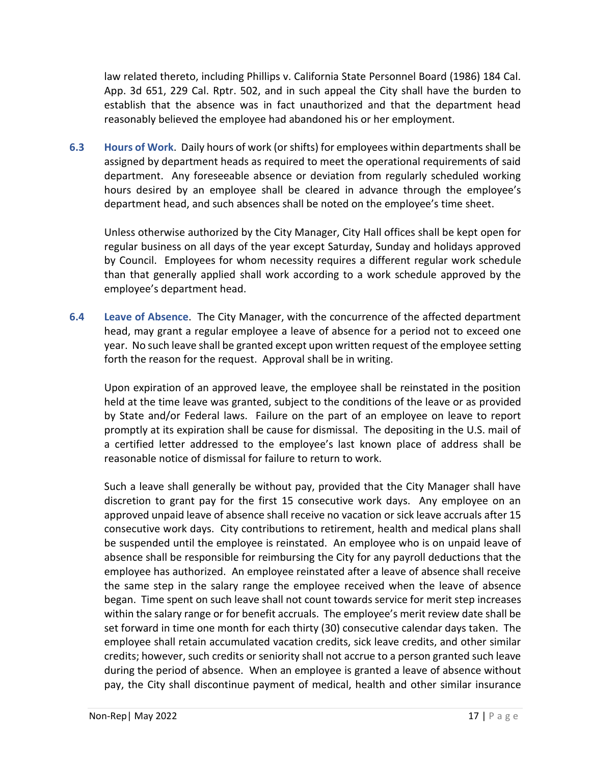law related thereto, including Phillips v. California State Personnel Board (1986) 184 Cal. App. 3d 651, 229 Cal. Rptr. 502, and in such appeal the City shall have the burden to establish that the absence was in fact unauthorized and that the department head reasonably believed the employee had abandoned his or her employment.

**6.3 Hours of Work**. Daily hours of work (or shifts) for employees within departments shall be assigned by department heads as required to meet the operational requirements of said department. Any foreseeable absence or deviation from regularly scheduled working hours desired by an employee shall be cleared in advance through the employee's department head, and such absences shall be noted on the employee's time sheet.

Unless otherwise authorized by the City Manager, City Hall offices shall be kept open for regular business on all days of the year except Saturday, Sunday and holidays approved by Council. Employees for whom necessity requires a different regular work schedule than that generally applied shall work according to a work schedule approved by the employee's department head.

**6.4 Leave of Absence**. The City Manager, with the concurrence of the affected department head, may grant a regular employee a leave of absence for a period not to exceed one year. No such leave shall be granted except upon written request of the employee setting forth the reason for the request. Approval shall be in writing.

Upon expiration of an approved leave, the employee shall be reinstated in the position held at the time leave was granted, subject to the conditions of the leave or as provided by State and/or Federal laws. Failure on the part of an employee on leave to report promptly at its expiration shall be cause for dismissal. The depositing in the U.S. mail of a certified letter addressed to the employee's last known place of address shall be reasonable notice of dismissal for failure to return to work.

Such a leave shall generally be without pay, provided that the City Manager shall have discretion to grant pay for the first 15 consecutive work days. Any employee on an approved unpaid leave of absence shall receive no vacation or sick leave accruals after 15 consecutive work days. City contributions to retirement, health and medical plans shall be suspended until the employee is reinstated. An employee who is on unpaid leave of absence shall be responsible for reimbursing the City for any payroll deductions that the employee has authorized. An employee reinstated after a leave of absence shall receive the same step in the salary range the employee received when the leave of absence began. Time spent on such leave shall not count towards service for merit step increases within the salary range or for benefit accruals. The employee's merit review date shall be set forward in time one month for each thirty (30) consecutive calendar days taken. The employee shall retain accumulated vacation credits, sick leave credits, and other similar credits; however, such credits or seniority shall not accrue to a person granted such leave during the period of absence. When an employee is granted a leave of absence without pay, the City shall discontinue payment of medical, health and other similar insurance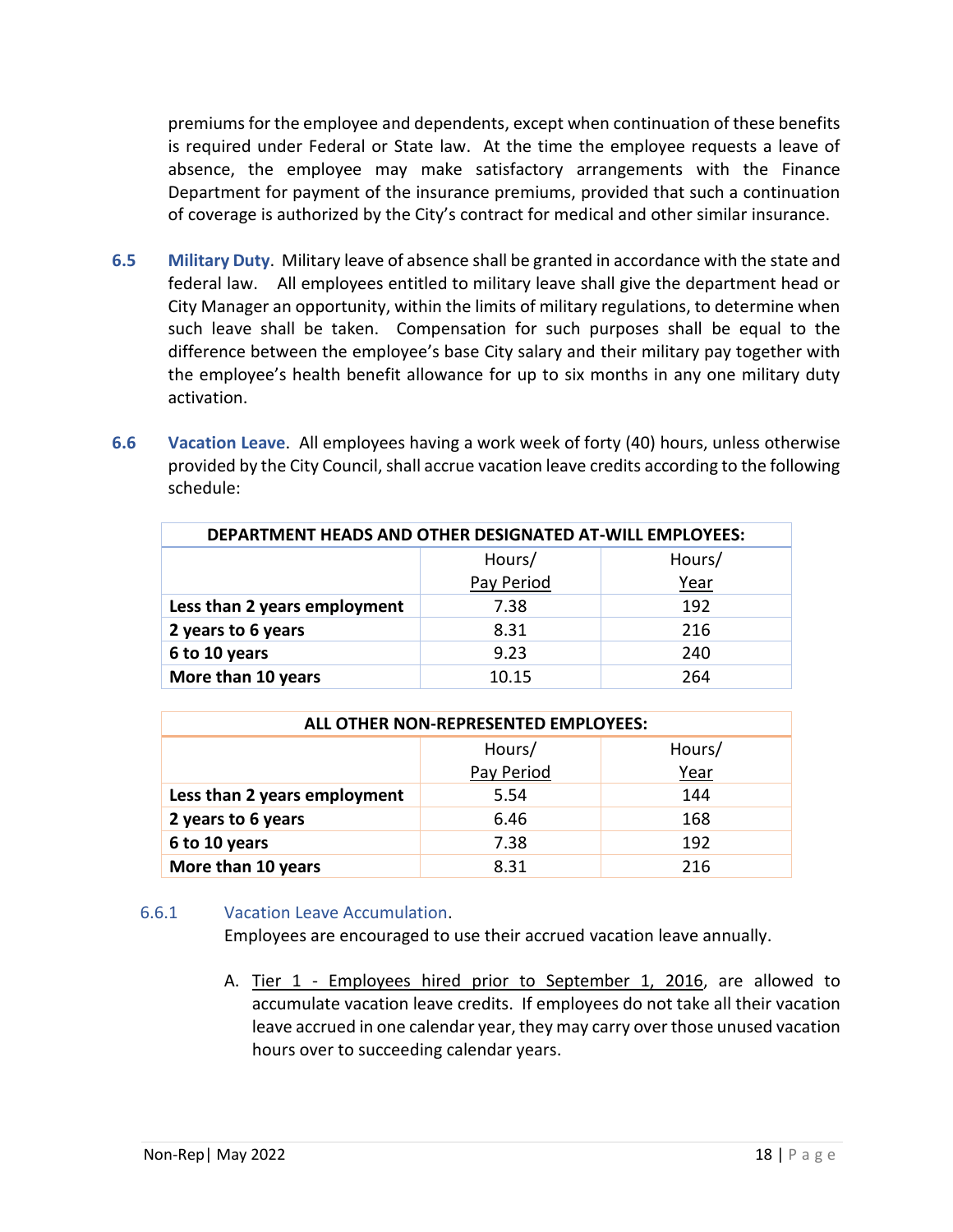premiums for the employee and dependents, except when continuation of these benefits is required under Federal or State law. At the time the employee requests a leave of absence, the employee may make satisfactory arrangements with the Finance Department for payment of the insurance premiums, provided that such a continuation of coverage is authorized by the City's contract for medical and other similar insurance.

**6.5 Military Duty**. Military leave of absence shall be granted in accordance with the state and federal law. All employees entitled to military leave shall give the department head or City Manager an opportunity, within the limits of military regulations, to determine when such leave shall be taken. Compensation for such purposes shall be equal to the difference between the employee's base City salary and their military pay together with the employee's health benefit allowance for up to six months in any one military duty activation.

**6.6 Vacation Leave**. All employees having a work week of forty (40) hours, unless otherwise provided by the City Council, shall accrue vacation leave credits according to the following schedule:

| **DEPARTMENT HEADS AND OTHER DESIGNATED AT-WILL EMPLOYEES:** | | |
|---|---|---|
| | Hours/ Pay Period | Hours/ Year |
| **Less than 2 years employment** | 7.38 | 192 |
| **2 years to 6 years** | 8.31 | 216 |
| **6 to 10 years** | 9.23 | 240 |
| **More than 10 years** | 10.15 | 264 |

| **ALL OTHER NON-REPRESENTED EMPLOYEES:** | | |
|---|---|---|
| | Hours/ Pay Period | Hours/ Year |
| **Less than 2 years employment** | 5.54 | 144 |
| **2 years to 6 years** | 6.46 | 168 |
| **6 to 10 years** | 7.38 | 192 |
| **More than 10 years** | 8.31 | 216 |

### 6.6.1 Vacation Leave Accumulation.

Employees are encouraged to use their accrued vacation leave annually.

A. Tier 1 - Employees hired prior to September 1, 2016, are allowed to accumulate vacation leave credits. If employees do not take all their vacation leave accrued in one calendar year, they may carry over those unused vacation hours over to succeeding calendar years.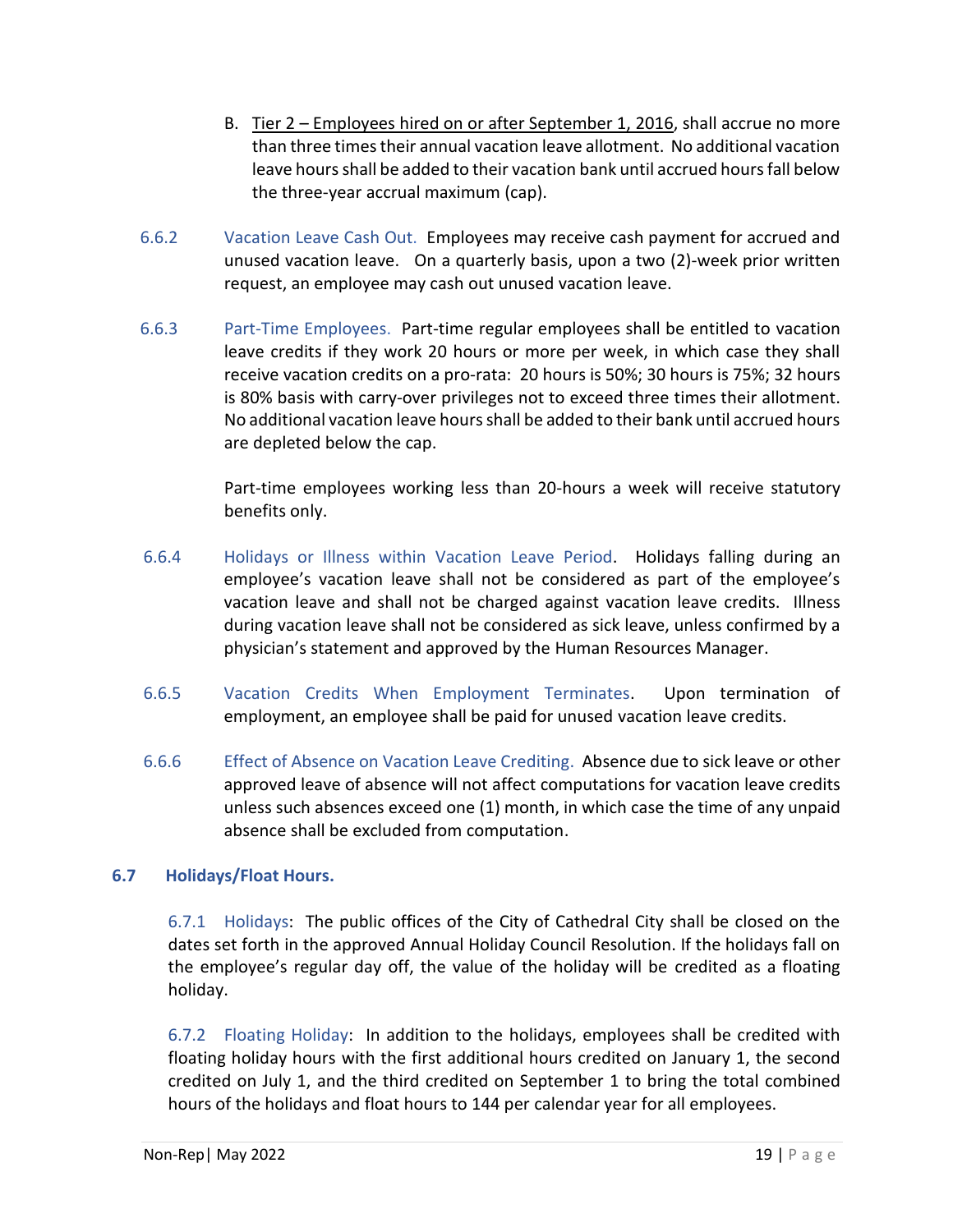B. Tier 2 – Employees hired on or after September 1, 2016, shall accrue no more than three times their annual vacation leave allotment. No additional vacation leave hours shall be added to their vacation bank until accrued hours fall below the three-year accrual maximum (cap).

6.6.2 Vacation Leave Cash Out. Employees may receive cash payment for accrued and unused vacation leave. On a quarterly basis, upon a two (2)-week prior written request, an employee may cash out unused vacation leave.

6.6.3 Part-Time Employees. Part-time regular employees shall be entitled to vacation leave credits if they work 20 hours or more per week, in which case they shall receive vacation credits on a pro-rata: 20 hours is 50%; 30 hours is 75%; 32 hours is 80% basis with carry-over privileges not to exceed three times their allotment. No additional vacation leave hours shall be added to their bank until accrued hours are depleted below the cap.

Part-time employees working less than 20-hours a week will receive statutory benefits only.

6.6.4 Holidays or Illness within Vacation Leave Period. Holidays falling during an employee's vacation leave shall not be considered as part of the employee's vacation leave and shall not be charged against vacation leave credits. Illness during vacation leave shall not be considered as sick leave, unless confirmed by a physician's statement and approved by the Human Resources Manager.

6.6.5 Vacation Credits When Employment Terminates. Upon termination of employment, an employee shall be paid for unused vacation leave credits.

6.6.6 Effect of Absence on Vacation Leave Crediting. Absence due to sick leave or other approved leave of absence will not affect computations for vacation leave credits unless such absences exceed one (1) month, in which case the time of any unpaid absence shall be excluded from computation.

### 6.7 Holidays/Float Hours.

6.7.1 Holidays: The public offices of the City of Cathedral City shall be closed on the dates set forth in the approved Annual Holiday Council Resolution. If the holidays fall on the employee's regular day off, the value of the holiday will be credited as a floating holiday.

6.7.2 Floating Holiday: In addition to the holidays, employees shall be credited with floating holiday hours with the first additional hours credited on January 1, the second credited on July 1, and the third credited on September 1 to bring the total combined hours of the holidays and float hours to 144 per calendar year for all employees.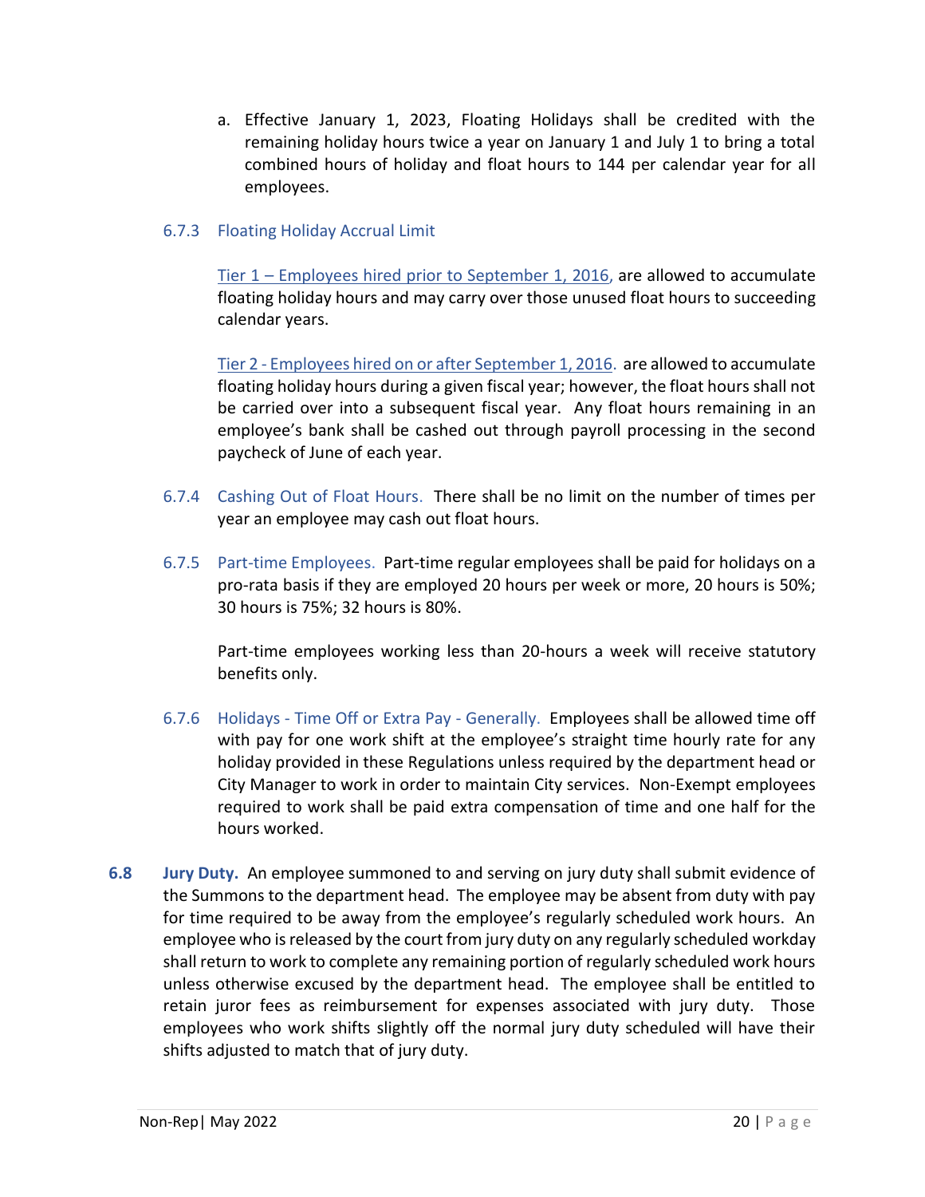a. Effective January 1, 2023, Floating Holidays shall be credited with the remaining holiday hours twice a year on January 1 and July 1 to bring a total combined hours of holiday and float hours to 144 per calendar year for all employees.

#### 6.7.3 Floating Holiday Accrual Limit

Tier 1 – Employees hired prior to September 1, 2016, are allowed to accumulate floating holiday hours and may carry over those unused float hours to succeeding calendar years.

Tier 2 - Employees hired on or after September 1, 2016. are allowed to accumulate floating holiday hours during a given fiscal year; however, the float hours shall not be carried over into a subsequent fiscal year. Any float hours remaining in an employee's bank shall be cashed out through payroll processing in the second paycheck of June of each year.

**6.7.4 Cashing Out of Float Hours.** There shall be no limit on the number of times per year an employee may cash out float hours.

**6.7.5 Part-time Employees.** Part-time regular employees shall be paid for holidays on a pro-rata basis if they are employed 20 hours per week or more, 20 hours is 50%; 30 hours is 75%; 32 hours is 80%.

Part-time employees working less than 20-hours a week will receive statutory benefits only.

**6.7.6 Holidays - Time Off or Extra Pay - Generally.** Employees shall be allowed time off with pay for one work shift at the employee's straight time hourly rate for any holiday provided in these Regulations unless required by the department head or City Manager to work in order to maintain City services. Non-Exempt employees required to work shall be paid extra compensation of time and one half for the hours worked.

**6.8 Jury Duty.** An employee summoned to and serving on jury duty shall submit evidence of the Summons to the department head. The employee may be absent from duty with pay for time required to be away from the employee's regularly scheduled work hours. An employee who is released by the court from jury duty on any regularly scheduled workday shall return to work to complete any remaining portion of regularly scheduled work hours unless otherwise excused by the department head. The employee shall be entitled to retain juror fees as reimbursement for expenses associated with jury duty. Those employees who work shifts slightly off the normal jury duty scheduled will have their shifts adjusted to match that of jury duty.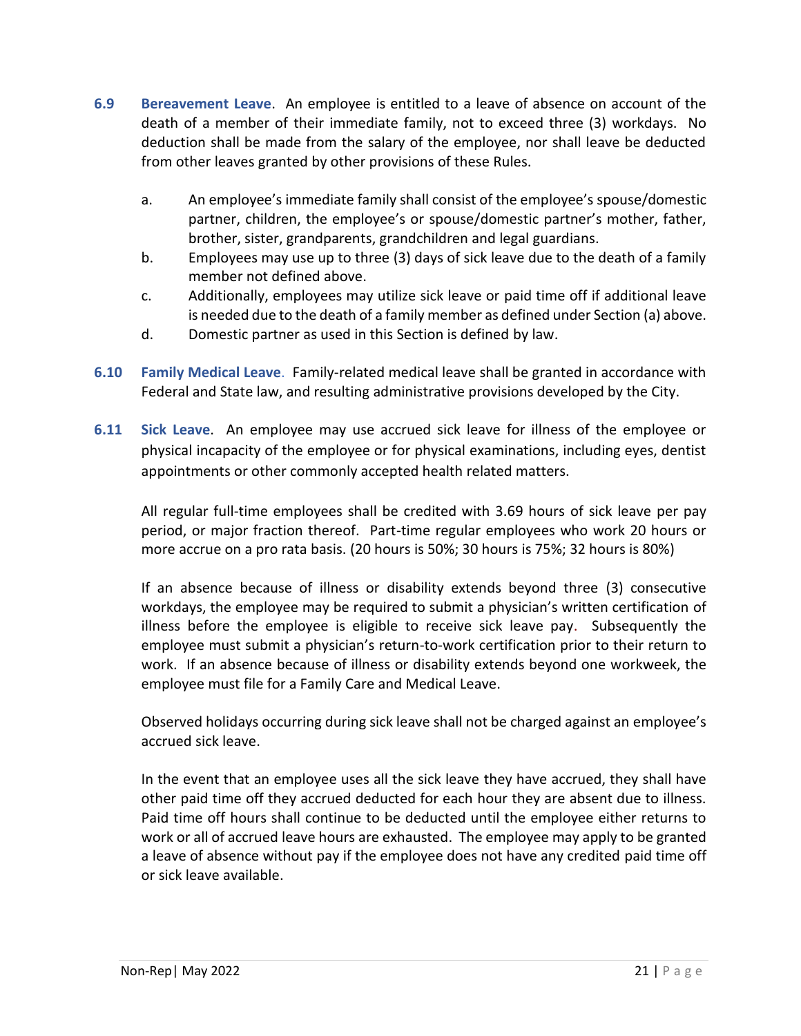**6.9 Bereavement Leave**. An employee is entitled to a leave of absence on account of the death of a member of their immediate family, not to exceed three (3) workdays. No deduction shall be made from the salary of the employee, nor shall leave be deducted from other leaves granted by other provisions of these Rules.

a. An employee's immediate family shall consist of the employee's spouse/domestic partner, children, the employee's or spouse/domestic partner's mother, father, brother, sister, grandparents, grandchildren and legal guardians.
b. Employees may use up to three (3) days of sick leave due to the death of a family member not defined above.
c. Additionally, employees may utilize sick leave or paid time off if additional leave is needed due to the death of a family member as defined under Section (a) above.
d. Domestic partner as used in this Section is defined by law.

**6.10 Family Medical Leave**. Family-related medical leave shall be granted in accordance with Federal and State law, and resulting administrative provisions developed by the City.

**6.11 Sick Leave**. An employee may use accrued sick leave for illness of the employee or physical incapacity of the employee or for physical examinations, including eyes, dentist appointments or other commonly accepted health related matters.

All regular full-time employees shall be credited with 3.69 hours of sick leave per pay period, or major fraction thereof. Part-time regular employees who work 20 hours or more accrue on a pro rata basis. (20 hours is 50%; 30 hours is 75%; 32 hours is 80%)

If an absence because of illness or disability extends beyond three (3) consecutive workdays, the employee may be required to submit a physician's written certification of illness before the employee is eligible to receive sick leave pay. Subsequently the employee must submit a physician's return-to-work certification prior to their return to work. If an absence because of illness or disability extends beyond one workweek, the employee must file for a Family Care and Medical Leave.

Observed holidays occurring during sick leave shall not be charged against an employee's accrued sick leave.

In the event that an employee uses all the sick leave they have accrued, they shall have other paid time off they accrued deducted for each hour they are absent due to illness. Paid time off hours shall continue to be deducted until the employee either returns to work or all of accrued leave hours are exhausted. The employee may apply to be granted a leave of absence without pay if the employee does not have any credited paid time off or sick leave available.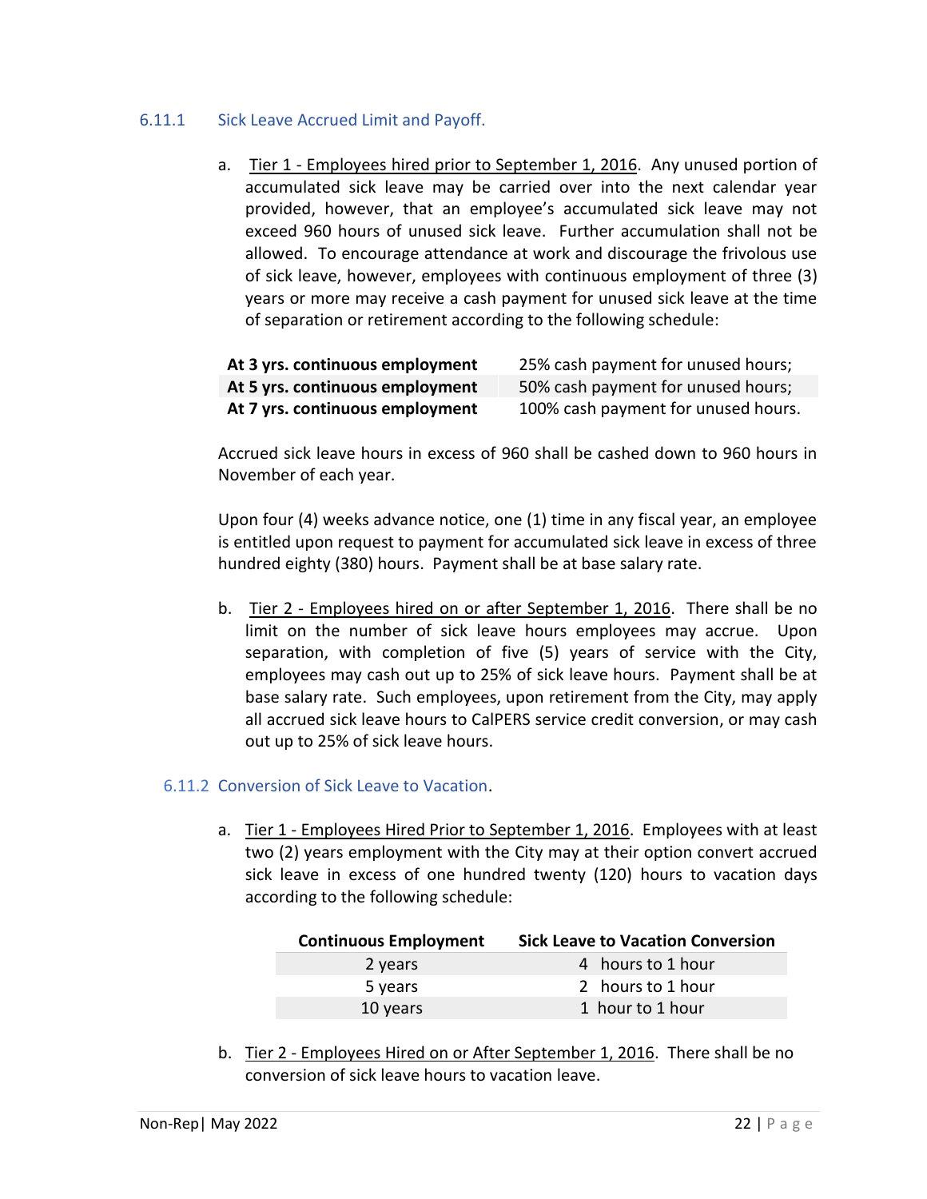### 6.11.1 Sick Leave Accrued Limit and Payoff.

a. Tier 1 - Employees hired prior to September 1, 2016. Any unused portion of accumulated sick leave may be carried over into the next calendar year provided, however, that an employee's accumulated sick leave may not exceed 960 hours of unused sick leave. Further accumulation shall not be allowed. To encourage attendance at work and discourage the frivolous use of sick leave, however, employees with continuous employment of three (3) years or more may receive a cash payment for unused sick leave at the time of separation or retirement according to the following schedule:

| | |
|---|---|
| **At 3 yrs. continuous employment** | 25% cash payment for unused hours; |
| **At 5 yrs. continuous employment** | 50% cash payment for unused hours; |
| **At 7 yrs. continuous employment** | 100% cash payment for unused hours. |

Accrued sick leave hours in excess of 960 shall be cashed down to 960 hours in November of each year.

Upon four (4) weeks advance notice, one (1) time in any fiscal year, an employee is entitled upon request to payment for accumulated sick leave in excess of three hundred eighty (380) hours. Payment shall be at base salary rate.

b. Tier 2 - Employees hired on or after September 1, 2016. There shall be no limit on the number of sick leave hours employees may accrue. Upon separation, with completion of five (5) years of service with the City, employees may cash out up to 25% of sick leave hours. Payment shall be at base salary rate. Such employees, upon retirement from the City, may apply all accrued sick leave hours to CalPERS service credit conversion, or may cash out up to 25% of sick leave hours.

### 6.11.2 Conversion of Sick Leave to Vacation.

a. Tier 1 - Employees Hired Prior to September 1, 2016. Employees with at least two (2) years employment with the City may at their option convert accrued sick leave in excess of one hundred twenty (120) hours to vacation days according to the following schedule:

| Continuous Employment | Sick Leave to Vacation Conversion |
|---|---|
| 2 years | 4 hours to 1 hour |
| 5 years | 2 hours to 1 hour |
| 10 years | 1 hour to 1 hour |

b. Tier 2 - Employees Hired on or After September 1, 2016. There shall be no conversion of sick leave hours to vacation leave.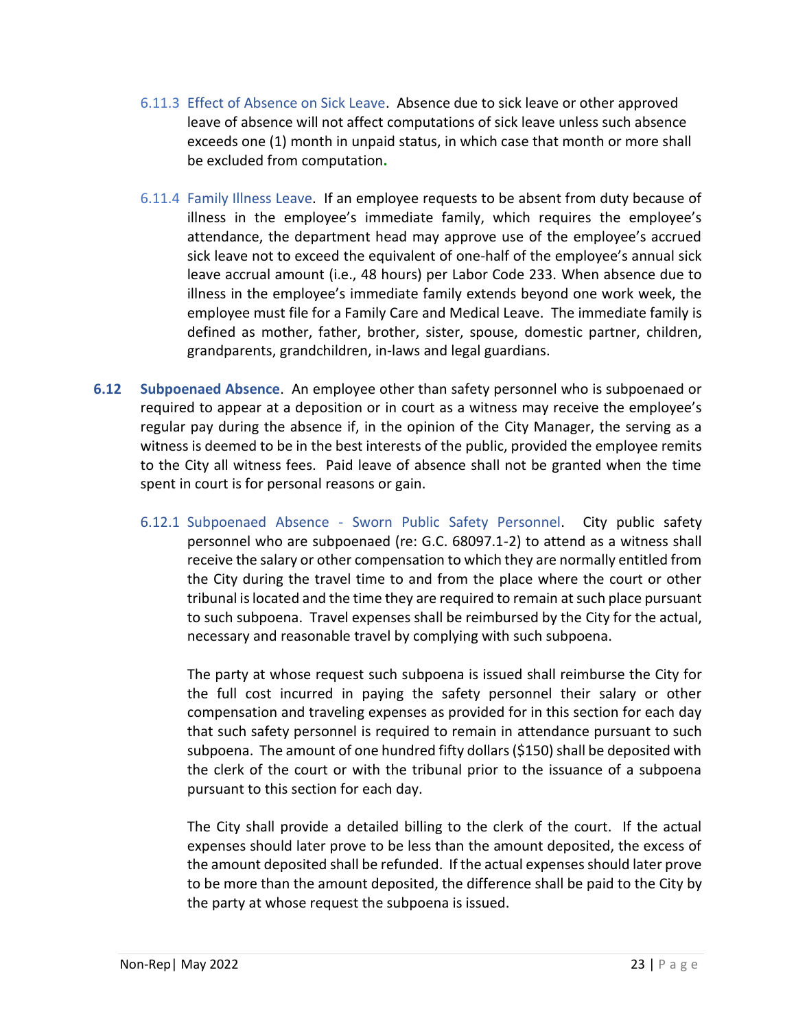6.11.3 Effect of Absence on Sick Leave. Absence due to sick leave or other approved leave of absence will not affect computations of sick leave unless such absence exceeds one (1) month in unpaid status, in which case that month or more shall be excluded from computation.

6.11.4 Family Illness Leave. If an employee requests to be absent from duty because of illness in the employee's immediate family, which requires the employee's attendance, the department head may approve use of the employee's accrued sick leave not to exceed the equivalent of one-half of the employee's annual sick leave accrual amount (i.e., 48 hours) per Labor Code 233. When absence due to illness in the employee's immediate family extends beyond one work week, the employee must file for a Family Care and Medical Leave. The immediate family is defined as mother, father, brother, sister, spouse, domestic partner, children, grandparents, grandchildren, in-laws and legal guardians.

**6.12 Subpoenaed Absence**. An employee other than safety personnel who is subpoenaed or required to appear at a deposition or in court as a witness may receive the employee's regular pay during the absence if, in the opinion of the City Manager, the serving as a witness is deemed to be in the best interests of the public, provided the employee remits to the City all witness fees. Paid leave of absence shall not be granted when the time spent in court is for personal reasons or gain.

6.12.1 Subpoenaed Absence - Sworn Public Safety Personnel. City public safety personnel who are subpoenaed (re: G.C. 68097.1-2) to attend as a witness shall receive the salary or other compensation to which they are normally entitled from the City during the travel time to and from the place where the court or other tribunal is located and the time they are required to remain at such place pursuant to such subpoena. Travel expenses shall be reimbursed by the City for the actual, necessary and reasonable travel by complying with such subpoena.

The party at whose request such subpoena is issued shall reimburse the City for the full cost incurred in paying the safety personnel their salary or other compensation and traveling expenses as provided for in this section for each day that such safety personnel is required to remain in attendance pursuant to such subpoena. The amount of one hundred fifty dollars ($150) shall be deposited with the clerk of the court or with the tribunal prior to the issuance of a subpoena pursuant to this section for each day.

The City shall provide a detailed billing to the clerk of the court. If the actual expenses should later prove to be less than the amount deposited, the excess of the amount deposited shall be refunded. If the actual expenses should later prove to be more than the amount deposited, the difference shall be paid to the City by the party at whose request the subpoena is issued.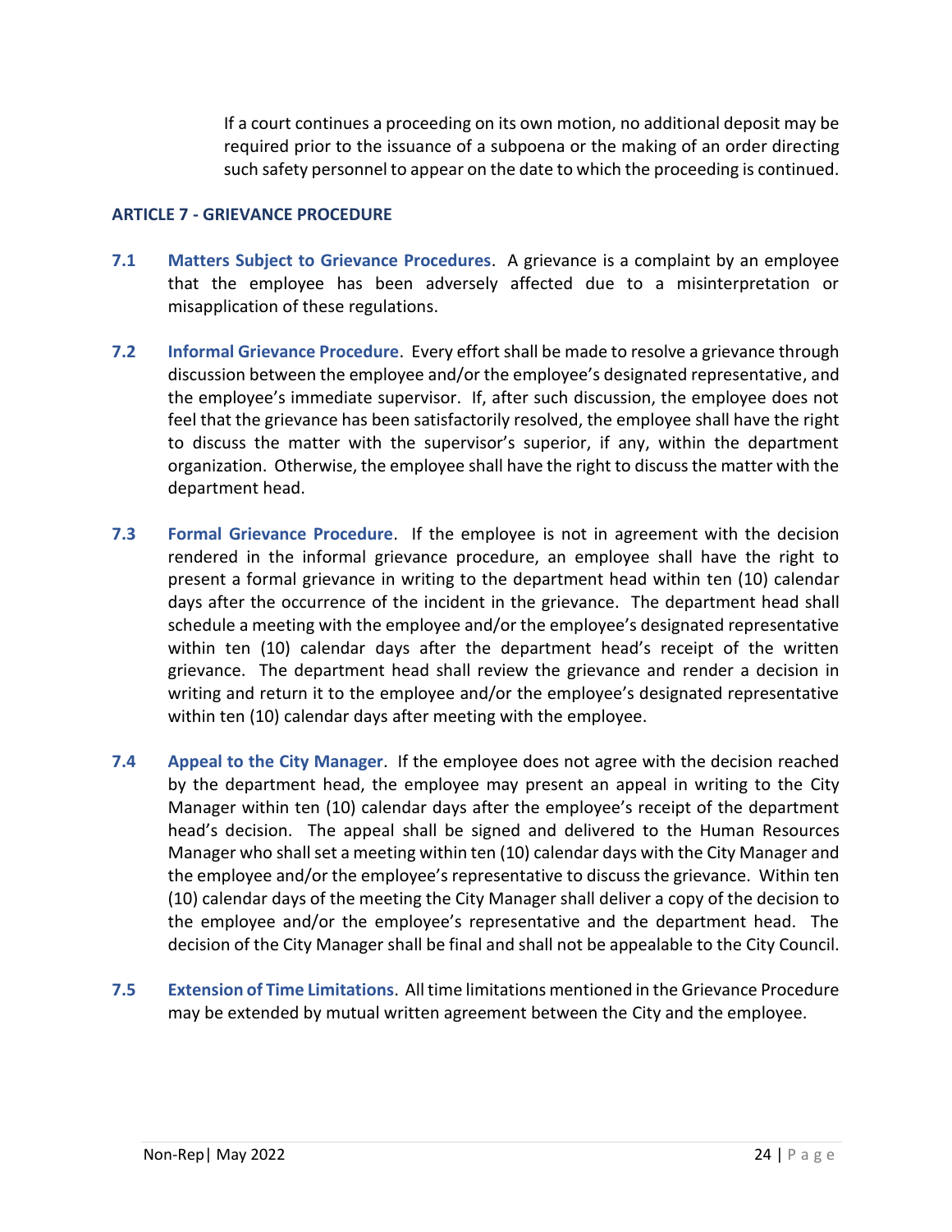If a court continues a proceeding on its own motion, no additional deposit may be required prior to the issuance of a subpoena or the making of an order directing such safety personnel to appear on the date to which the proceeding is continued.

## ARTICLE 7 - GRIEVANCE PROCEDURE

**7.1 Matters Subject to Grievance Procedures**. A grievance is a complaint by an employee that the employee has been adversely affected due to a misinterpretation or misapplication of these regulations.

**7.2 Informal Grievance Procedure**. Every effort shall be made to resolve a grievance through discussion between the employee and/or the employee's designated representative, and the employee's immediate supervisor. If, after such discussion, the employee does not feel that the grievance has been satisfactorily resolved, the employee shall have the right to discuss the matter with the supervisor's superior, if any, within the department organization. Otherwise, the employee shall have the right to discuss the matter with the department head.

**7.3 Formal Grievance Procedure**. If the employee is not in agreement with the decision rendered in the informal grievance procedure, an employee shall have the right to present a formal grievance in writing to the department head within ten (10) calendar days after the occurrence of the incident in the grievance. The department head shall schedule a meeting with the employee and/or the employee's designated representative within ten (10) calendar days after the department head's receipt of the written grievance. The department head shall review the grievance and render a decision in writing and return it to the employee and/or the employee's designated representative within ten (10) calendar days after meeting with the employee.

**7.4 Appeal to the City Manager**. If the employee does not agree with the decision reached by the department head, the employee may present an appeal in writing to the City Manager within ten (10) calendar days after the employee's receipt of the department head's decision. The appeal shall be signed and delivered to the Human Resources Manager who shall set a meeting within ten (10) calendar days with the City Manager and the employee and/or the employee's representative to discuss the grievance. Within ten (10) calendar days of the meeting the City Manager shall deliver a copy of the decision to the employee and/or the employee's representative and the department head. The decision of the City Manager shall be final and shall not be appealable to the City Council.

**7.5 Extension of Time Limitations**. All time limitations mentioned in the Grievance Procedure may be extended by mutual written agreement between the City and the employee.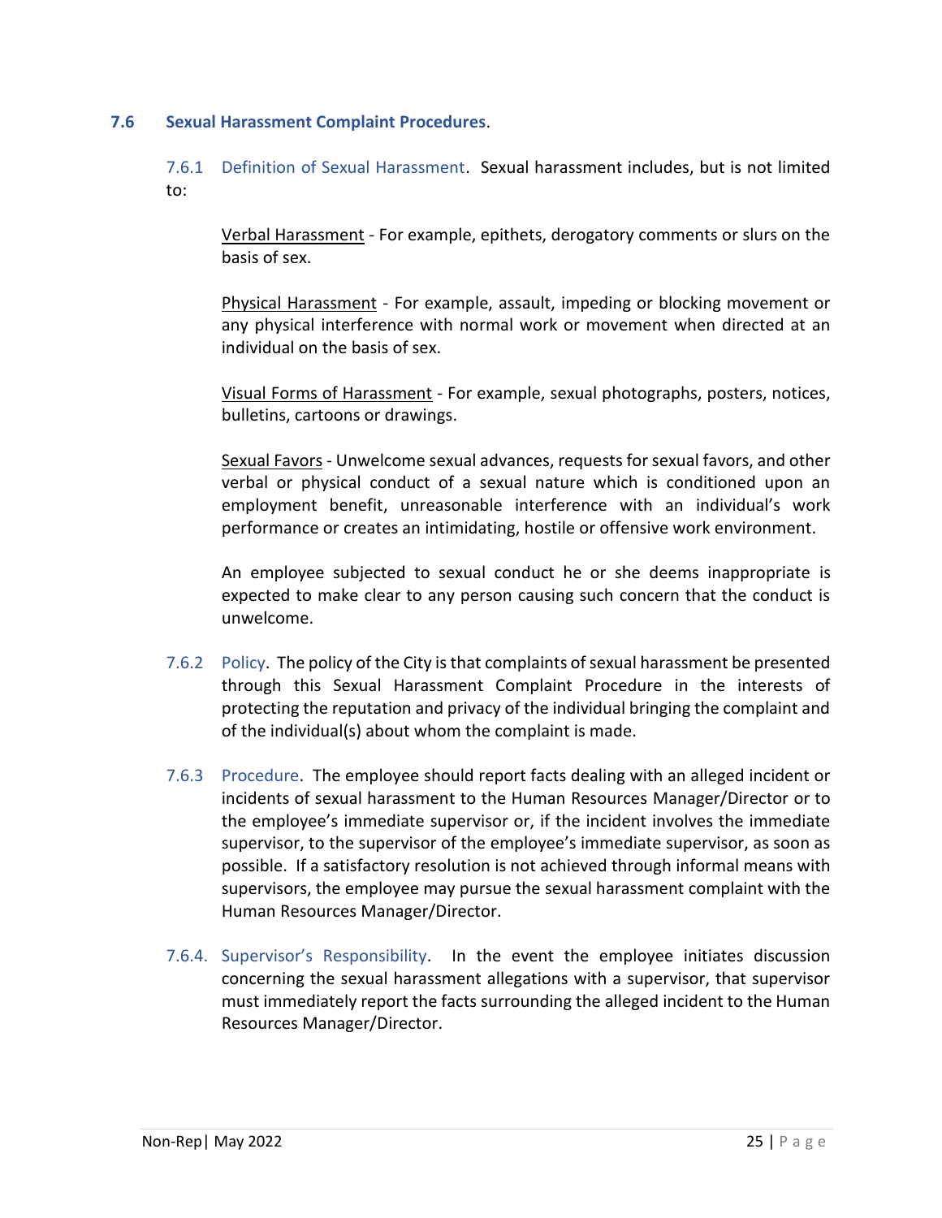### 7.6 Sexual Harassment Complaint Procedures.

7.6.1 Definition of Sexual Harassment. Sexual harassment includes, but is not limited to:

Verbal Harassment - For example, epithets, derogatory comments or slurs on the basis of sex.

Physical Harassment - For example, assault, impeding or blocking movement or any physical interference with normal work or movement when directed at an individual on the basis of sex.

Visual Forms of Harassment - For example, sexual photographs, posters, notices, bulletins, cartoons or drawings.

Sexual Favors - Unwelcome sexual advances, requests for sexual favors, and other verbal or physical conduct of a sexual nature which is conditioned upon an employment benefit, unreasonable interference with an individual's work performance or creates an intimidating, hostile or offensive work environment.

An employee subjected to sexual conduct he or she deems inappropriate is expected to make clear to any person causing such concern that the conduct is unwelcome.

7.6.2 Policy. The policy of the City is that complaints of sexual harassment be presented through this Sexual Harassment Complaint Procedure in the interests of protecting the reputation and privacy of the individual bringing the complaint and of the individual(s) about whom the complaint is made.

7.6.3 Procedure. The employee should report facts dealing with an alleged incident or incidents of sexual harassment to the Human Resources Manager/Director or to the employee's immediate supervisor or, if the incident involves the immediate supervisor, to the supervisor of the employee's immediate supervisor, as soon as possible. If a satisfactory resolution is not achieved through informal means with supervisors, the employee may pursue the sexual harassment complaint with the Human Resources Manager/Director.

7.6.4. Supervisor's Responsibility. In the event the employee initiates discussion concerning the sexual harassment allegations with a supervisor, that supervisor must immediately report the facts surrounding the alleged incident to the Human Resources Manager/Director.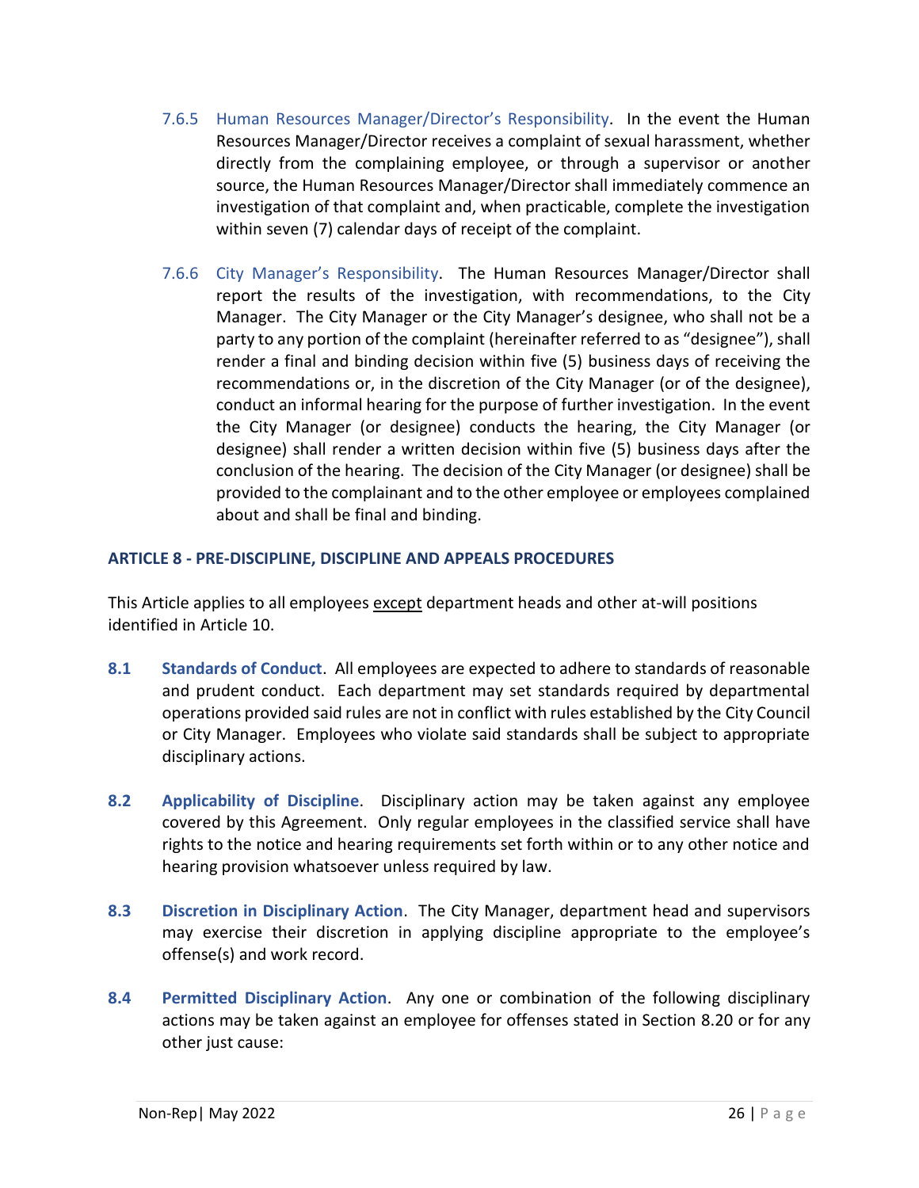7.6.5 Human Resources Manager/Director's Responsibility. In the event the Human Resources Manager/Director receives a complaint of sexual harassment, whether directly from the complaining employee, or through a supervisor or another source, the Human Resources Manager/Director shall immediately commence an investigation of that complaint and, when practicable, complete the investigation within seven (7) calendar days of receipt of the complaint.

7.6.6 City Manager's Responsibility. The Human Resources Manager/Director shall report the results of the investigation, with recommendations, to the City Manager. The City Manager or the City Manager's designee, who shall not be a party to any portion of the complaint (hereinafter referred to as "designee"), shall render a final and binding decision within five (5) business days of receiving the recommendations or, in the discretion of the City Manager (or of the designee), conduct an informal hearing for the purpose of further investigation. In the event the City Manager (or designee) conducts the hearing, the City Manager (or designee) shall render a written decision within five (5) business days after the conclusion of the hearing. The decision of the City Manager (or designee) shall be provided to the complainant and to the other employee or employees complained about and shall be final and binding.

## ARTICLE 8 - PRE-DISCIPLINE, DISCIPLINE AND APPEALS PROCEDURES

This Article applies to all employees except department heads and other at-will positions identified in Article 10.

**8.1 Standards of Conduct**. All employees are expected to adhere to standards of reasonable and prudent conduct. Each department may set standards required by departmental operations provided said rules are not in conflict with rules established by the City Council or City Manager. Employees who violate said standards shall be subject to appropriate disciplinary actions.

**8.2 Applicability of Discipline**. Disciplinary action may be taken against any employee covered by this Agreement. Only regular employees in the classified service shall have rights to the notice and hearing requirements set forth within or to any other notice and hearing provision whatsoever unless required by law.

**8.3 Discretion in Disciplinary Action**. The City Manager, department head and supervisors may exercise their discretion in applying discipline appropriate to the employee's offense(s) and work record.

**8.4 Permitted Disciplinary Action**. Any one or combination of the following disciplinary actions may be taken against an employee for offenses stated in Section 8.20 or for any other just cause: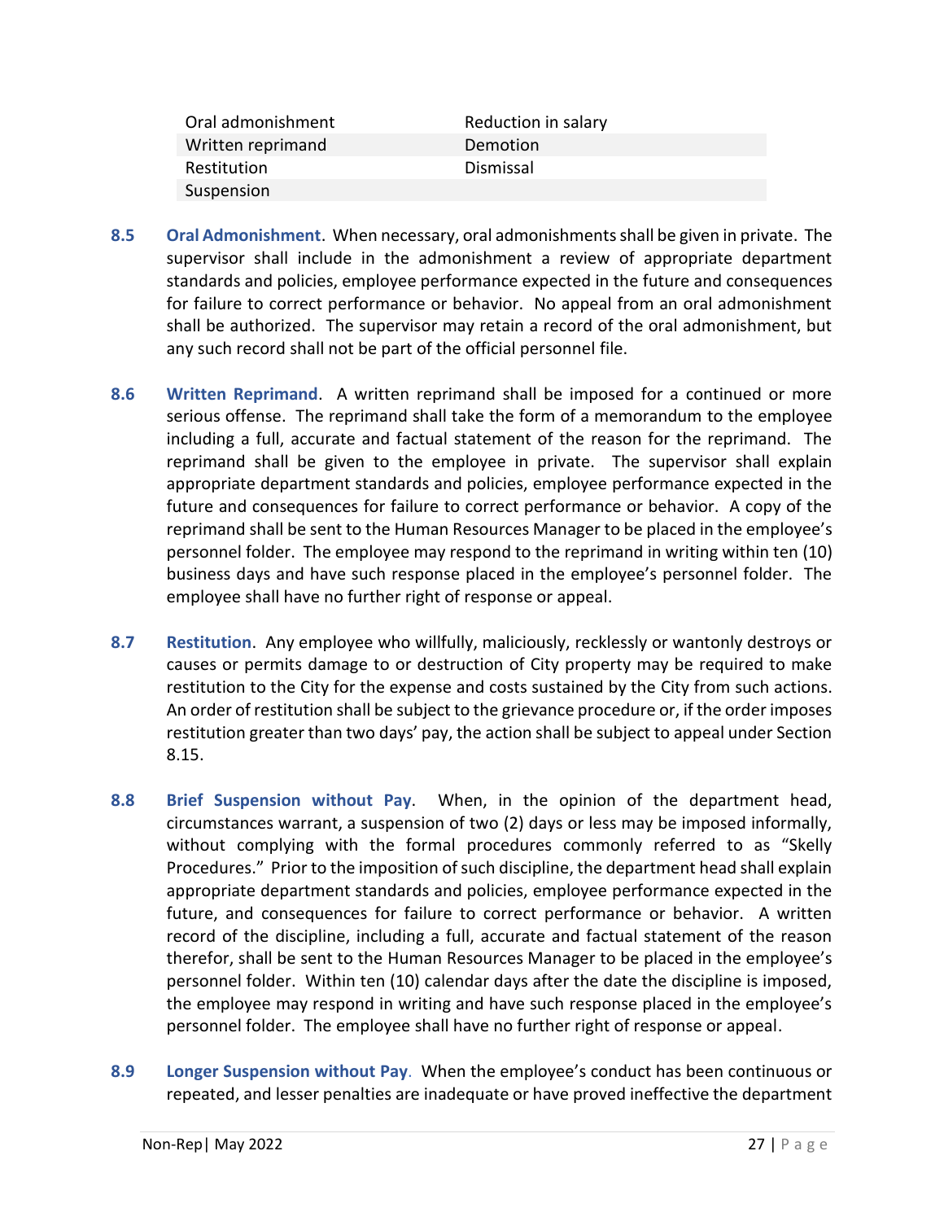| Oral admonishment | Reduction in salary |
|---|---|
| Written reprimand | Demotion |
| Restitution | Dismissal |
| Suspension | |

**8.5 Oral Admonishment**. When necessary, oral admonishments shall be given in private. The supervisor shall include in the admonishment a review of appropriate department standards and policies, employee performance expected in the future and consequences for failure to correct performance or behavior. No appeal from an oral admonishment shall be authorized. The supervisor may retain a record of the oral admonishment, but any such record shall not be part of the official personnel file.

**8.6 Written Reprimand**. A written reprimand shall be imposed for a continued or more serious offense. The reprimand shall take the form of a memorandum to the employee including a full, accurate and factual statement of the reason for the reprimand. The reprimand shall be given to the employee in private. The supervisor shall explain appropriate department standards and policies, employee performance expected in the future and consequences for failure to correct performance or behavior. A copy of the reprimand shall be sent to the Human Resources Manager to be placed in the employee's personnel folder. The employee may respond to the reprimand in writing within ten (10) business days and have such response placed in the employee's personnel folder. The employee shall have no further right of response or appeal.

**8.7 Restitution**. Any employee who willfully, maliciously, recklessly or wantonly destroys or causes or permits damage to or destruction of City property may be required to make restitution to the City for the expense and costs sustained by the City from such actions. An order of restitution shall be subject to the grievance procedure or, if the order imposes restitution greater than two days' pay, the action shall be subject to appeal under Section 8.15.

**8.8 Brief Suspension without Pay**. When, in the opinion of the department head, circumstances warrant, a suspension of two (2) days or less may be imposed informally, without complying with the formal procedures commonly referred to as "Skelly Procedures." Prior to the imposition of such discipline, the department head shall explain appropriate department standards and policies, employee performance expected in the future, and consequences for failure to correct performance or behavior. A written record of the discipline, including a full, accurate and factual statement of the reason therefor, shall be sent to the Human Resources Manager to be placed in the employee's personnel folder. Within ten (10) calendar days after the date the discipline is imposed, the employee may respond in writing and have such response placed in the employee's personnel folder. The employee shall have no further right of response or appeal.

**8.9 Longer Suspension without Pay**. When the employee's conduct has been continuous or repeated, and lesser penalties are inadequate or have proved ineffective the department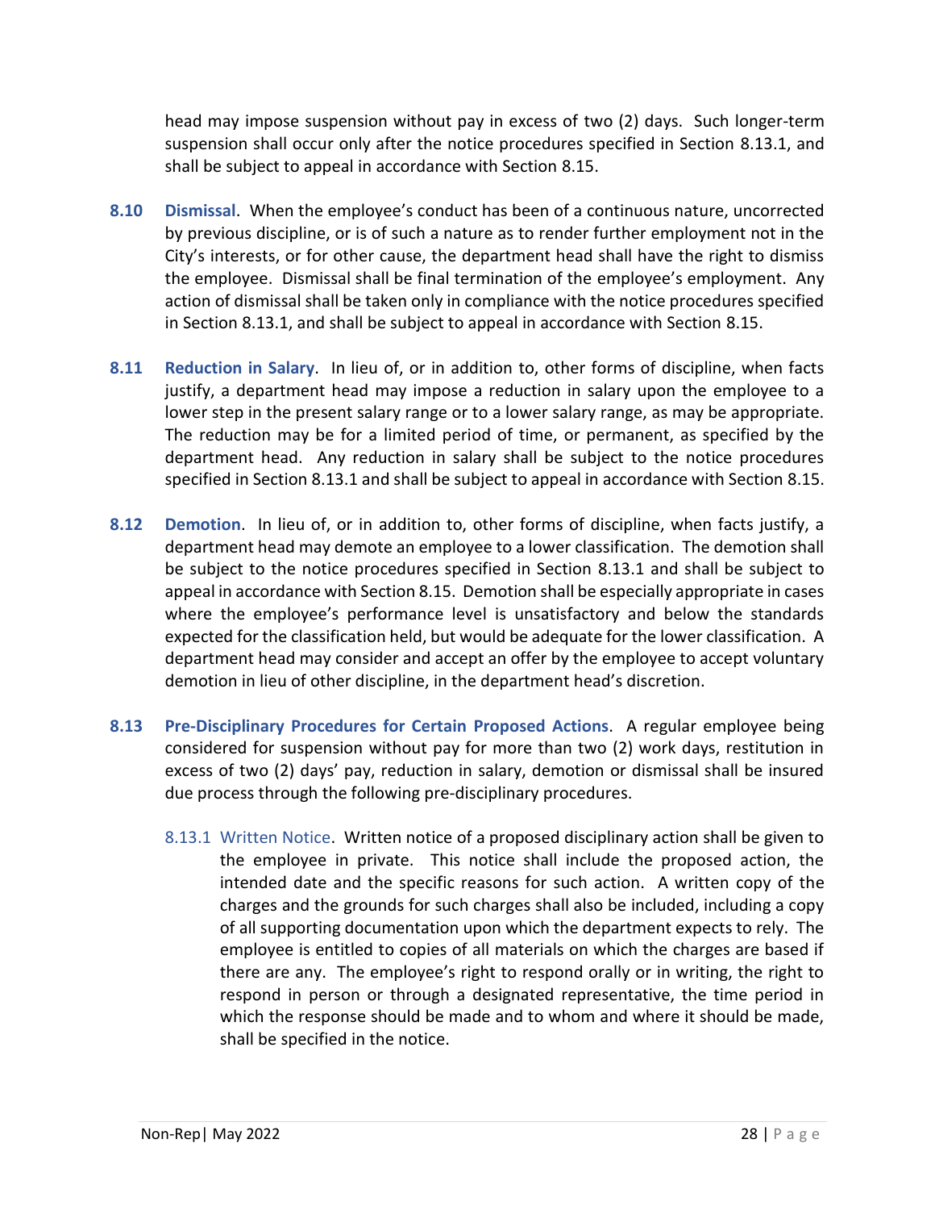head may impose suspension without pay in excess of two (2) days. Such longer-term suspension shall occur only after the notice procedures specified in Section 8.13.1, and shall be subject to appeal in accordance with Section 8.15.

**8.10 Dismissal**. When the employee's conduct has been of a continuous nature, uncorrected by previous discipline, or is of such a nature as to render further employment not in the City's interests, or for other cause, the department head shall have the right to dismiss the employee. Dismissal shall be final termination of the employee's employment. Any action of dismissal shall be taken only in compliance with the notice procedures specified in Section 8.13.1, and shall be subject to appeal in accordance with Section 8.15.

**8.11 Reduction in Salary**. In lieu of, or in addition to, other forms of discipline, when facts justify, a department head may impose a reduction in salary upon the employee to a lower step in the present salary range or to a lower salary range, as may be appropriate. The reduction may be for a limited period of time, or permanent, as specified by the department head. Any reduction in salary shall be subject to the notice procedures specified in Section 8.13.1 and shall be subject to appeal in accordance with Section 8.15.

**8.12 Demotion**. In lieu of, or in addition to, other forms of discipline, when facts justify, a department head may demote an employee to a lower classification. The demotion shall be subject to the notice procedures specified in Section 8.13.1 and shall be subject to appeal in accordance with Section 8.15. Demotion shall be especially appropriate in cases where the employee's performance level is unsatisfactory and below the standards expected for the classification held, but would be adequate for the lower classification. A department head may consider and accept an offer by the employee to accept voluntary demotion in lieu of other discipline, in the department head's discretion.

**8.13 Pre-Disciplinary Procedures for Certain Proposed Actions**. A regular employee being considered for suspension without pay for more than two (2) work days, restitution in excess of two (2) days' pay, reduction in salary, demotion or dismissal shall be insured due process through the following pre-disciplinary procedures.

8.13.1 Written Notice. Written notice of a proposed disciplinary action shall be given to the employee in private. This notice shall include the proposed action, the intended date and the specific reasons for such action. A written copy of the charges and the grounds for such charges shall also be included, including a copy of all supporting documentation upon which the department expects to rely. The employee is entitled to copies of all materials on which the charges are based if there are any. The employee's right to respond orally or in writing, the right to respond in person or through a designated representative, the time period in which the response should be made and to whom and where it should be made, shall be specified in the notice.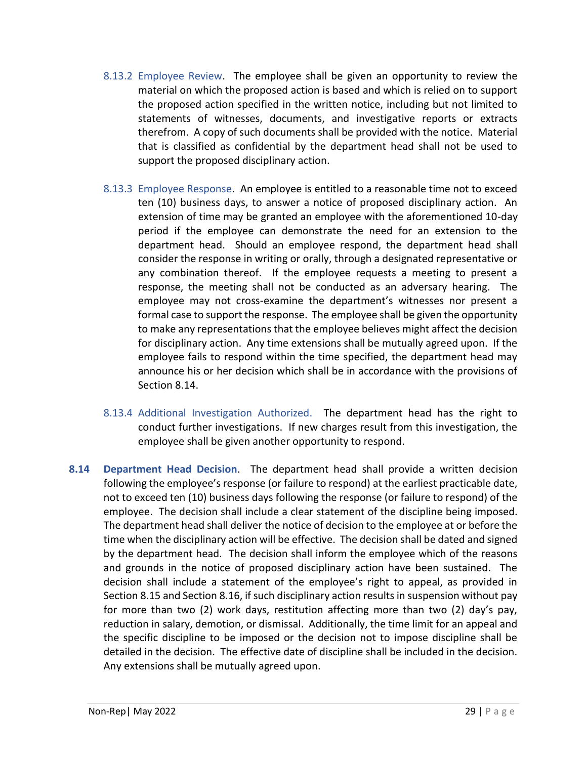8.13.2 Employee Review. The employee shall be given an opportunity to review the material on which the proposed action is based and which is relied on to support the proposed action specified in the written notice, including but not limited to statements of witnesses, documents, and investigative reports or extracts therefrom. A copy of such documents shall be provided with the notice. Material that is classified as confidential by the department head shall not be used to support the proposed disciplinary action.

8.13.3 Employee Response. An employee is entitled to a reasonable time not to exceed ten (10) business days, to answer a notice of proposed disciplinary action. An extension of time may be granted an employee with the aforementioned 10-day period if the employee can demonstrate the need for an extension to the department head. Should an employee respond, the department head shall consider the response in writing or orally, through a designated representative or any combination thereof. If the employee requests a meeting to present a response, the meeting shall not be conducted as an adversary hearing. The employee may not cross-examine the department's witnesses nor present a formal case to support the response. The employee shall be given the opportunity to make any representations that the employee believes might affect the decision for disciplinary action. Any time extensions shall be mutually agreed upon. If the employee fails to respond within the time specified, the department head may announce his or her decision which shall be in accordance with the provisions of Section 8.14.

8.13.4 Additional Investigation Authorized. The department head has the right to conduct further investigations. If new charges result from this investigation, the employee shall be given another opportunity to respond.

**8.14 Department Head Decision**. The department head shall provide a written decision following the employee's response (or failure to respond) at the earliest practicable date, not to exceed ten (10) business days following the response (or failure to respond) of the employee. The decision shall include a clear statement of the discipline being imposed. The department head shall deliver the notice of decision to the employee at or before the time when the disciplinary action will be effective. The decision shall be dated and signed by the department head. The decision shall inform the employee which of the reasons and grounds in the notice of proposed disciplinary action have been sustained. The decision shall include a statement of the employee's right to appeal, as provided in Section 8.15 and Section 8.16, if such disciplinary action results in suspension without pay for more than two (2) work days, restitution affecting more than two (2) day's pay, reduction in salary, demotion, or dismissal. Additionally, the time limit for an appeal and the specific discipline to be imposed or the decision not to impose discipline shall be detailed in the decision. The effective date of discipline shall be included in the decision. Any extensions shall be mutually agreed upon.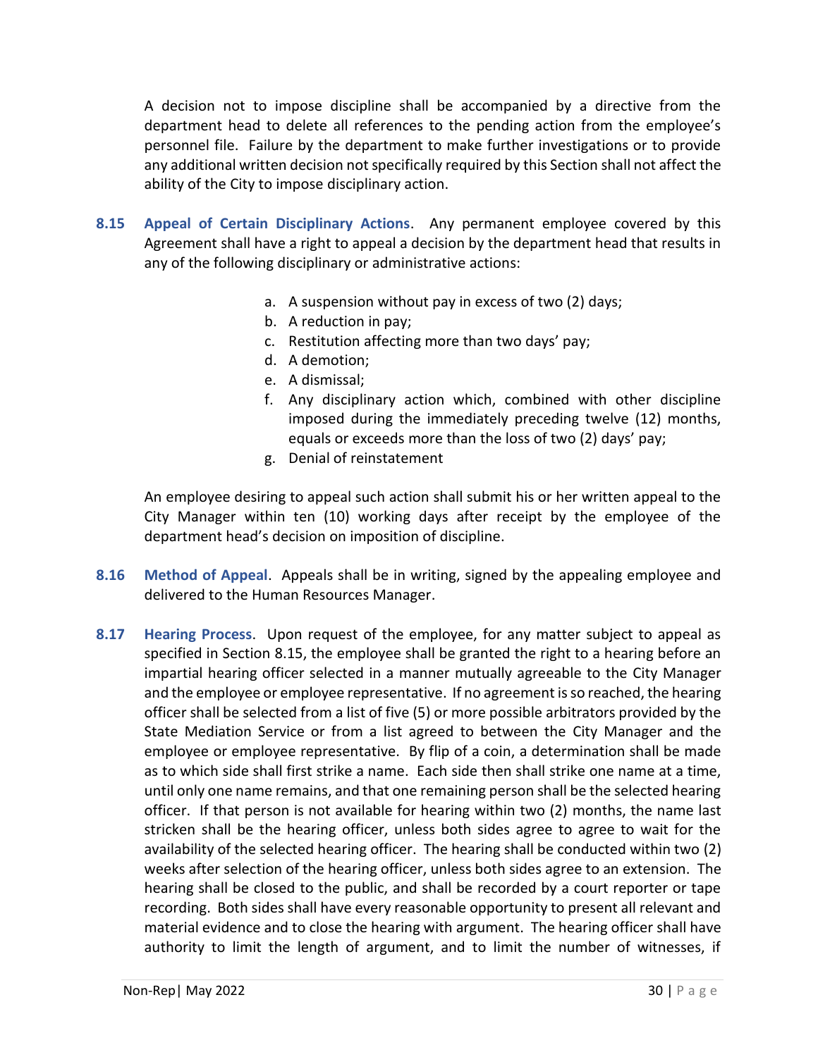A decision not to impose discipline shall be accompanied by a directive from the department head to delete all references to the pending action from the employee's personnel file. Failure by the department to make further investigations or to provide any additional written decision not specifically required by this Section shall not affect the ability of the City to impose disciplinary action.

**8.15 Appeal of Certain Disciplinary Actions**. Any permanent employee covered by this Agreement shall have a right to appeal a decision by the department head that results in any of the following disciplinary or administrative actions:

a. A suspension without pay in excess of two (2) days;
b. A reduction in pay;
c. Restitution affecting more than two days' pay;
d. A demotion;
e. A dismissal;
f. Any disciplinary action which, combined with other discipline imposed during the immediately preceding twelve (12) months, equals or exceeds more than the loss of two (2) days' pay;
g. Denial of reinstatement

An employee desiring to appeal such action shall submit his or her written appeal to the City Manager within ten (10) working days after receipt by the employee of the department head's decision on imposition of discipline.

**8.16 Method of Appeal**. Appeals shall be in writing, signed by the appealing employee and delivered to the Human Resources Manager.

**8.17 Hearing Process**. Upon request of the employee, for any matter subject to appeal as specified in Section 8.15, the employee shall be granted the right to a hearing before an impartial hearing officer selected in a manner mutually agreeable to the City Manager and the employee or employee representative. If no agreement is so reached, the hearing officer shall be selected from a list of five (5) or more possible arbitrators provided by the State Mediation Service or from a list agreed to between the City Manager and the employee or employee representative. By flip of a coin, a determination shall be made as to which side shall first strike a name. Each side then shall strike one name at a time, until only one name remains, and that one remaining person shall be the selected hearing officer. If that person is not available for hearing within two (2) months, the name last stricken shall be the hearing officer, unless both sides agree to agree to wait for the availability of the selected hearing officer. The hearing shall be conducted within two (2) weeks after selection of the hearing officer, unless both sides agree to an extension. The hearing shall be closed to the public, and shall be recorded by a court reporter or tape recording. Both sides shall have every reasonable opportunity to present all relevant and material evidence and to close the hearing with argument. The hearing officer shall have authority to limit the length of argument, and to limit the number of witnesses, if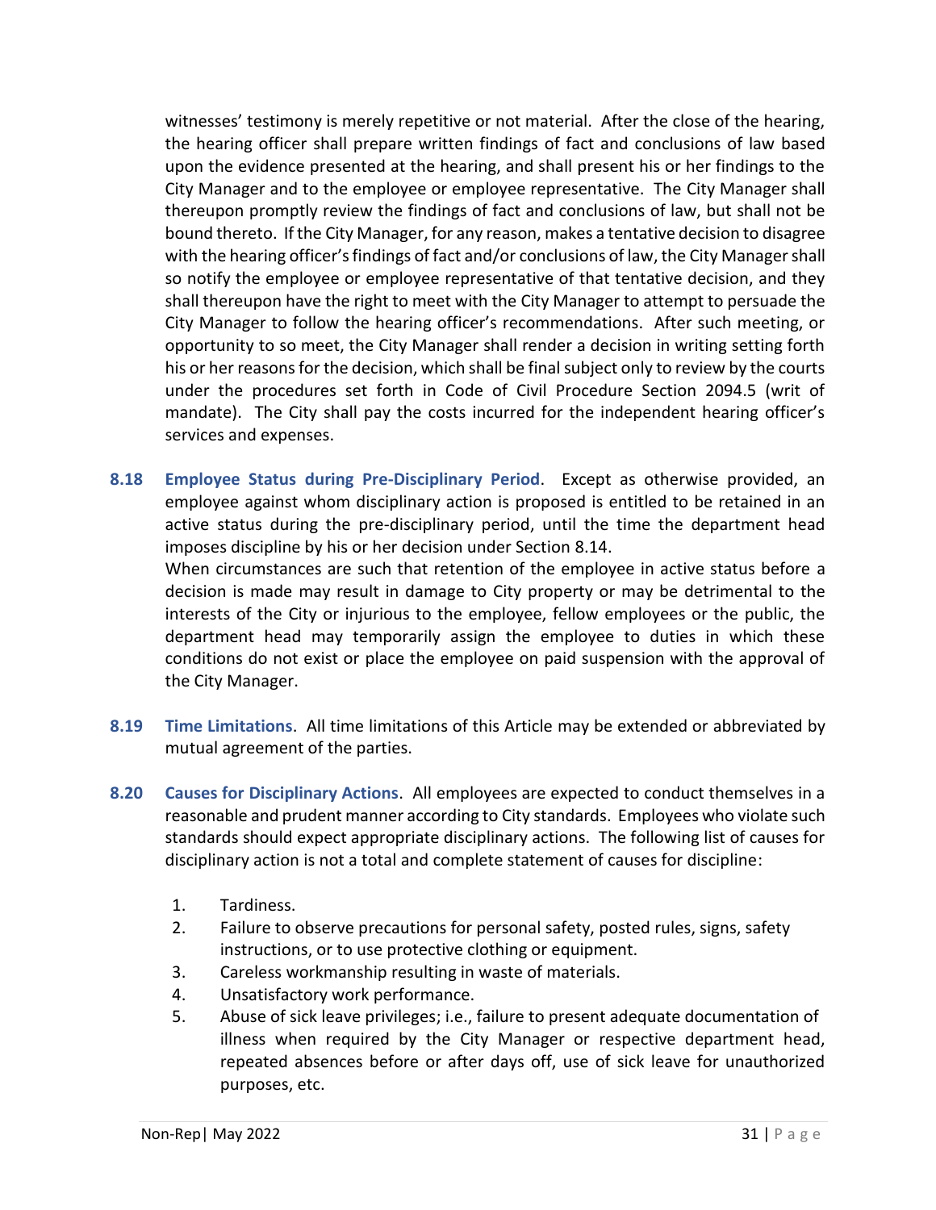witnesses' testimony is merely repetitive or not material. After the close of the hearing, the hearing officer shall prepare written findings of fact and conclusions of law based upon the evidence presented at the hearing, and shall present his or her findings to the City Manager and to the employee or employee representative. The City Manager shall thereupon promptly review the findings of fact and conclusions of law, but shall not be bound thereto. If the City Manager, for any reason, makes a tentative decision to disagree with the hearing officer's findings of fact and/or conclusions of law, the City Manager shall so notify the employee or employee representative of that tentative decision, and they shall thereupon have the right to meet with the City Manager to attempt to persuade the City Manager to follow the hearing officer's recommendations. After such meeting, or opportunity to so meet, the City Manager shall render a decision in writing setting forth his or her reasons for the decision, which shall be final subject only to review by the courts under the procedures set forth in Code of Civil Procedure Section 2094.5 (writ of mandate). The City shall pay the costs incurred for the independent hearing officer's services and expenses.

**8.18 Employee Status during Pre-Disciplinary Period**. Except as otherwise provided, an employee against whom disciplinary action is proposed is entitled to be retained in an active status during the pre-disciplinary period, until the time the department head imposes discipline by his or her decision under Section 8.14.

When circumstances are such that retention of the employee in active status before a decision is made may result in damage to City property or may be detrimental to the interests of the City or injurious to the employee, fellow employees or the public, the department head may temporarily assign the employee to duties in which these conditions do not exist or place the employee on paid suspension with the approval of the City Manager.

**8.19 Time Limitations**. All time limitations of this Article may be extended or abbreviated by mutual agreement of the parties.

**8.20 Causes for Disciplinary Actions**. All employees are expected to conduct themselves in a reasonable and prudent manner according to City standards. Employees who violate such standards should expect appropriate disciplinary actions. The following list of causes for disciplinary action is not a total and complete statement of causes for discipline:

1. Tardiness.
2. Failure to observe precautions for personal safety, posted rules, signs, safety instructions, or to use protective clothing or equipment.
3. Careless workmanship resulting in waste of materials.
4. Unsatisfactory work performance.
5. Abuse of sick leave privileges; i.e., failure to present adequate documentation of illness when required by the City Manager or respective department head, repeated absences before or after days off, use of sick leave for unauthorized purposes, etc.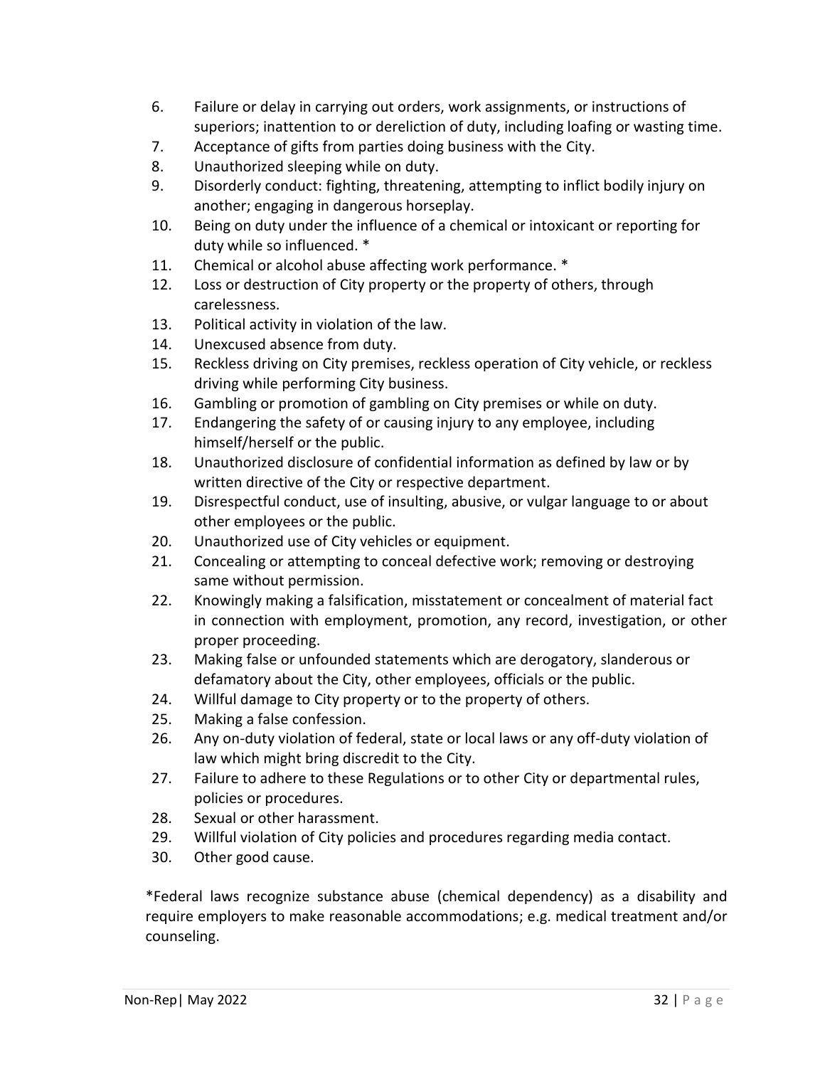6. Failure or delay in carrying out orders, work assignments, or instructions of superiors; inattention to or dereliction of duty, including loafing or wasting time.
7. Acceptance of gifts from parties doing business with the City.
8. Unauthorized sleeping while on duty.
9. Disorderly conduct: fighting, threatening, attempting to inflict bodily injury on another; engaging in dangerous horseplay.
10. Being on duty under the influence of a chemical or intoxicant or reporting for duty while so influenced. *
11. Chemical or alcohol abuse affecting work performance. *
12. Loss or destruction of City property or the property of others, through carelessness.
13. Political activity in violation of the law.
14. Unexcused absence from duty.
15. Reckless driving on City premises, reckless operation of City vehicle, or reckless driving while performing City business.
16. Gambling or promotion of gambling on City premises or while on duty.
17. Endangering the safety of or causing injury to any employee, including himself/herself or the public.
18. Unauthorized disclosure of confidential information as defined by law or by written directive of the City or respective department.
19. Disrespectful conduct, use of insulting, abusive, or vulgar language to or about other employees or the public.
20. Unauthorized use of City vehicles or equipment.
21. Concealing or attempting to conceal defective work; removing or destroying same without permission.
22. Knowingly making a falsification, misstatement or concealment of material fact in connection with employment, promotion, any record, investigation, or other proper proceeding.
23. Making false or unfounded statements which are derogatory, slanderous or defamatory about the City, other employees, officials or the public.
24. Willful damage to City property or to the property of others.
25. Making a false confession.
26. Any on-duty violation of federal, state or local laws or any off-duty violation of law which might bring discredit to the City.
27. Failure to adhere to these Regulations or to other City or departmental rules, policies or procedures.
28. Sexual or other harassment.
29. Willful violation of City policies and procedures regarding media contact.
30. Other good cause.

*Federal laws recognize substance abuse (chemical dependency) as a disability and require employers to make reasonable accommodations; e.g. medical treatment and/or counseling.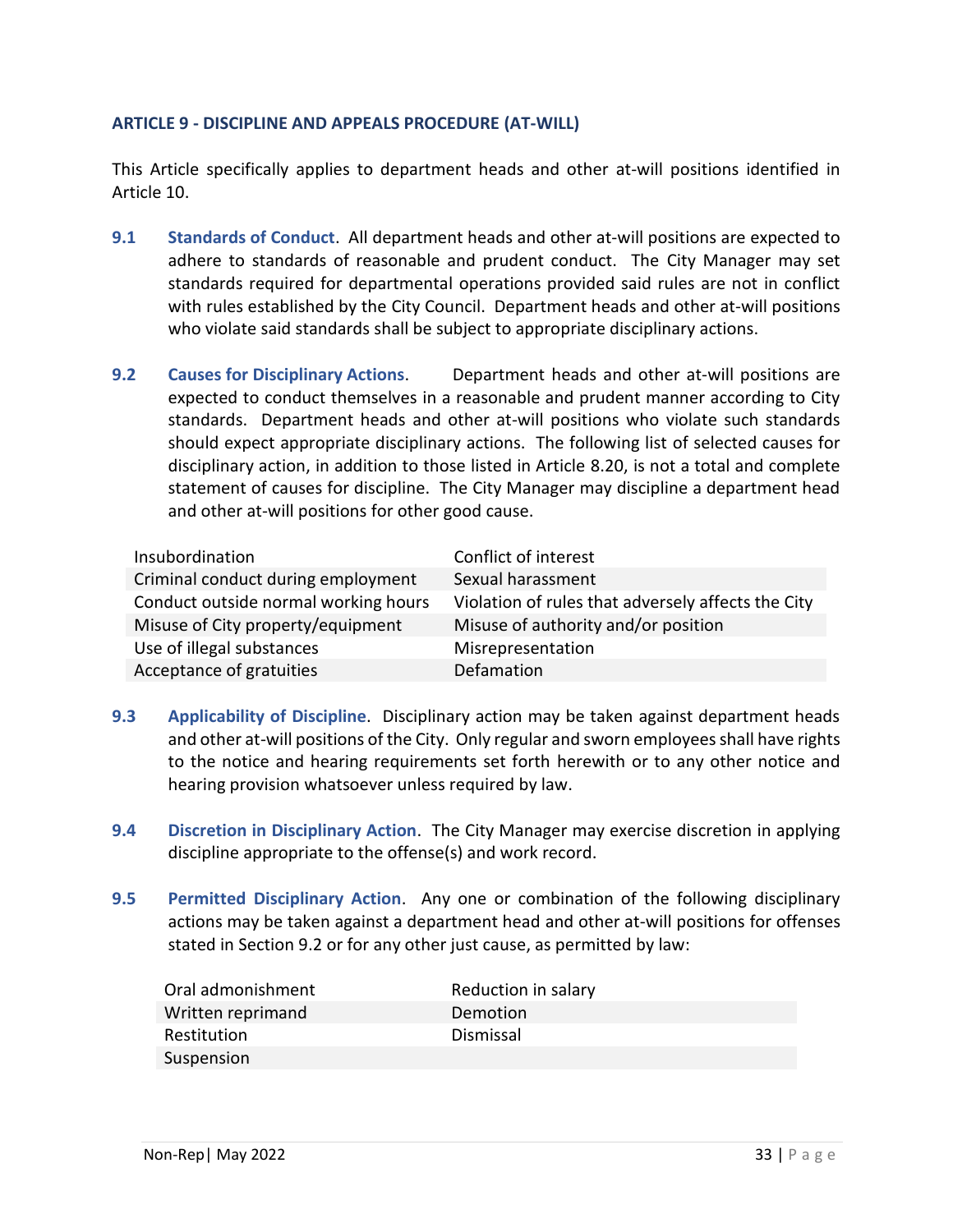## ARTICLE 9 - DISCIPLINE AND APPEALS PROCEDURE (AT-WILL)

This Article specifically applies to department heads and other at-will positions identified in Article 10.

**9.1 Standards of Conduct**. All department heads and other at-will positions are expected to adhere to standards of reasonable and prudent conduct. The City Manager may set standards required for departmental operations provided said rules are not in conflict with rules established by the City Council. Department heads and other at-will positions who violate said standards shall be subject to appropriate disciplinary actions.

**9.2 Causes for Disciplinary Actions**. Department heads and other at-will positions are expected to conduct themselves in a reasonable and prudent manner according to City standards. Department heads and other at-will positions who violate such standards should expect appropriate disciplinary actions. The following list of selected causes for disciplinary action, in addition to those listed in Article 8.20, is not a total and complete statement of causes for discipline. The City Manager may discipline a department head and other at-will positions for other good cause.

| | |
|---|---|
| Insubordination | Conflict of interest |
| Criminal conduct during employment | Sexual harassment |
| Conduct outside normal working hours | Violation of rules that adversely affects the City |
| Misuse of City property/equipment | Misuse of authority and/or position |
| Use of illegal substances | Misrepresentation |
| Acceptance of gratuities | Defamation |

**9.3 Applicability of Discipline**. Disciplinary action may be taken against department heads and other at-will positions of the City. Only regular and sworn employees shall have rights to the notice and hearing requirements set forth herewith or to any other notice and hearing provision whatsoever unless required by law.

**9.4 Discretion in Disciplinary Action**. The City Manager may exercise discretion in applying discipline appropriate to the offense(s) and work record.

**9.5 Permitted Disciplinary Action**. Any one or combination of the following disciplinary actions may be taken against a department head and other at-will positions for offenses stated in Section 9.2 or for any other just cause, as permitted by law:

| | |
|---|---|
| Oral admonishment | Reduction in salary |
| Written reprimand | Demotion |
| Restitution | Dismissal |
| Suspension | |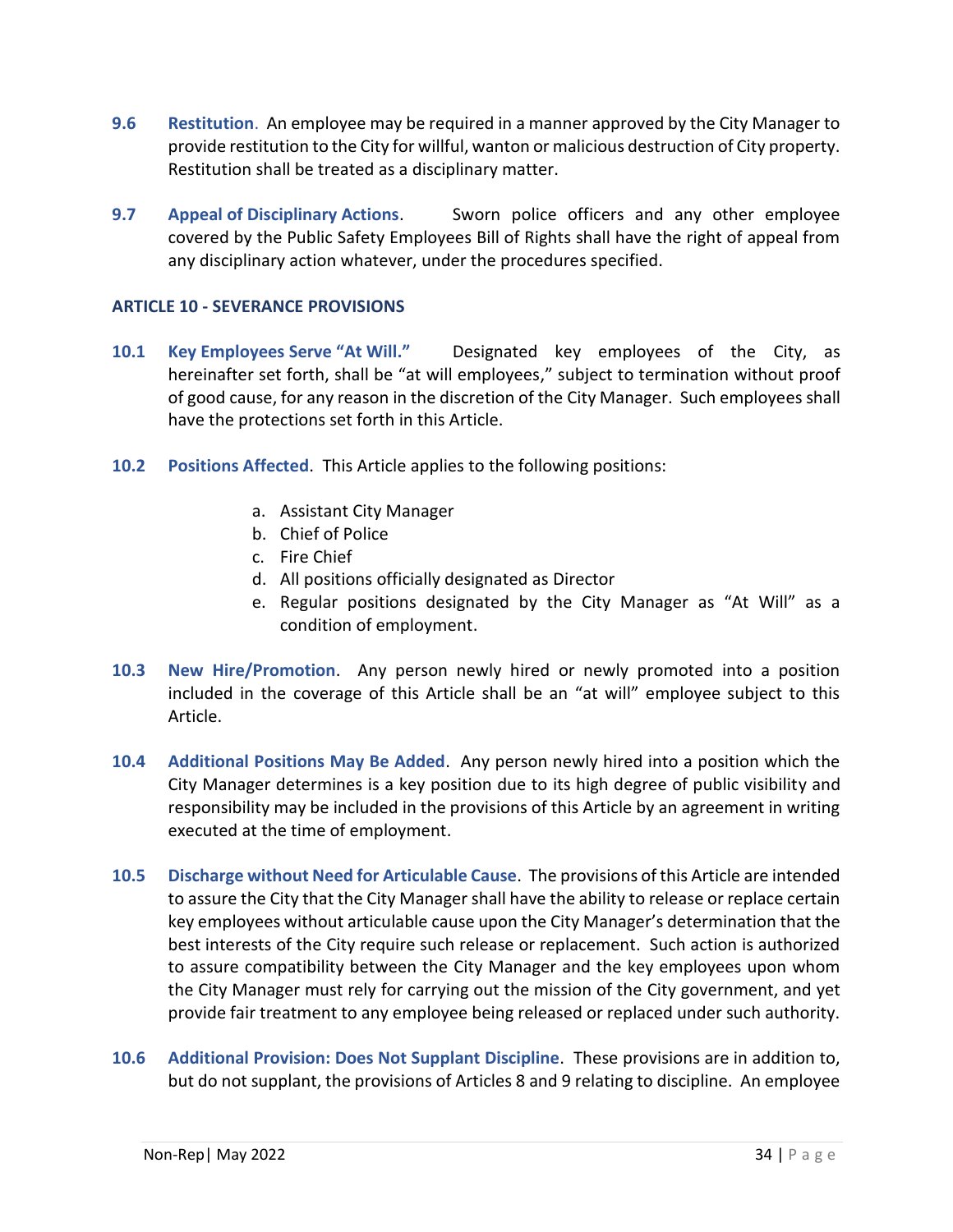**9.6 Restitution**. An employee may be required in a manner approved by the City Manager to provide restitution to the City for willful, wanton or malicious destruction of City property. Restitution shall be treated as a disciplinary matter.

**9.7 Appeal of Disciplinary Actions**. Sworn police officers and any other employee covered by the Public Safety Employees Bill of Rights shall have the right of appeal from any disciplinary action whatever, under the procedures specified.

## ARTICLE 10 - SEVERANCE PROVISIONS

**10.1 Key Employees Serve "At Will."** Designated key employees of the City, as hereinafter set forth, shall be "at will employees," subject to termination without proof of good cause, for any reason in the discretion of the City Manager. Such employees shall have the protections set forth in this Article.

**10.2 Positions Affected**. This Article applies to the following positions:

a. Assistant City Manager
b. Chief of Police
c. Fire Chief
d. All positions officially designated as Director
e. Regular positions designated by the City Manager as "At Will" as a condition of employment.

**10.3 New Hire/Promotion**. Any person newly hired or newly promoted into a position included in the coverage of this Article shall be an "at will" employee subject to this Article.

**10.4 Additional Positions May Be Added**. Any person newly hired into a position which the City Manager determines is a key position due to its high degree of public visibility and responsibility may be included in the provisions of this Article by an agreement in writing executed at the time of employment.

**10.5 Discharge without Need for Articulable Cause**. The provisions of this Article are intended to assure the City that the City Manager shall have the ability to release or replace certain key employees without articulable cause upon the City Manager's determination that the best interests of the City require such release or replacement. Such action is authorized to assure compatibility between the City Manager and the key employees upon whom the City Manager must rely for carrying out the mission of the City government, and yet provide fair treatment to any employee being released or replaced under such authority.

**10.6 Additional Provision: Does Not Supplant Discipline**. These provisions are in addition to, but do not supplant, the provisions of Articles 8 and 9 relating to discipline. An employee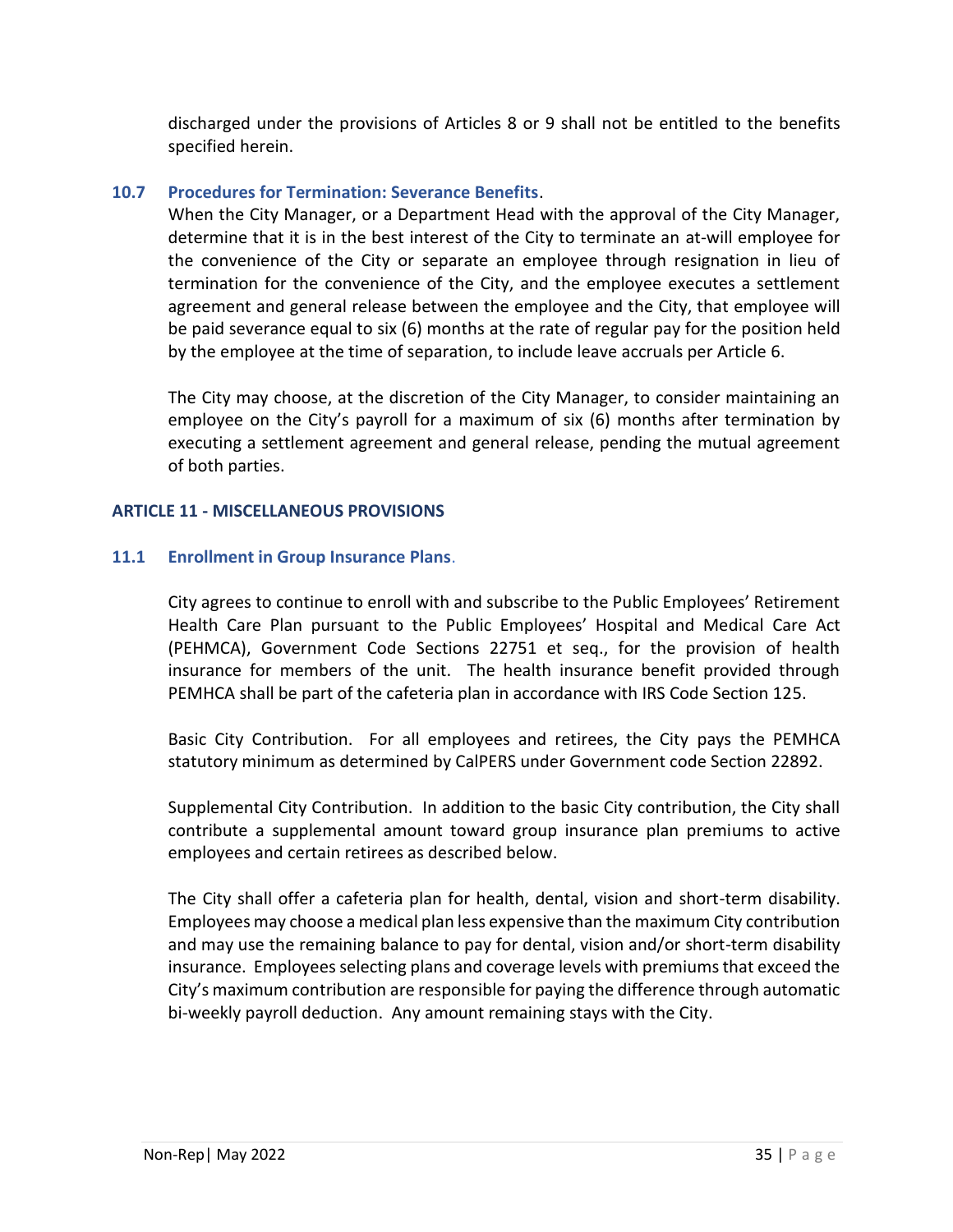discharged under the provisions of Articles 8 or 9 shall not be entitled to the benefits specified herein.

### 10.7 Procedures for Termination: Severance Benefits.

When the City Manager, or a Department Head with the approval of the City Manager, determine that it is in the best interest of the City to terminate an at-will employee for the convenience of the City or separate an employee through resignation in lieu of termination for the convenience of the City, and the employee executes a settlement agreement and general release between the employee and the City, that employee will be paid severance equal to six (6) months at the rate of regular pay for the position held by the employee at the time of separation, to include leave accruals per Article 6.

The City may choose, at the discretion of the City Manager, to consider maintaining an employee on the City's payroll for a maximum of six (6) months after termination by executing a settlement agreement and general release, pending the mutual agreement of both parties.

## ARTICLE 11 - MISCELLANEOUS PROVISIONS

### 11.1 Enrollment in Group Insurance Plans.

City agrees to continue to enroll with and subscribe to the Public Employees' Retirement Health Care Plan pursuant to the Public Employees' Hospital and Medical Care Act (PEHMCA), Government Code Sections 22751 et seq., for the provision of health insurance for members of the unit. The health insurance benefit provided through PEMHCA shall be part of the cafeteria plan in accordance with IRS Code Section 125.

Basic City Contribution. For all employees and retirees, the City pays the PEMHCA statutory minimum as determined by CalPERS under Government code Section 22892.

Supplemental City Contribution. In addition to the basic City contribution, the City shall contribute a supplemental amount toward group insurance plan premiums to active employees and certain retirees as described below.

The City shall offer a cafeteria plan for health, dental, vision and short-term disability. Employees may choose a medical plan less expensive than the maximum City contribution and may use the remaining balance to pay for dental, vision and/or short-term disability insurance. Employees selecting plans and coverage levels with premiums that exceed the City's maximum contribution are responsible for paying the difference through automatic bi-weekly payroll deduction. Any amount remaining stays with the City.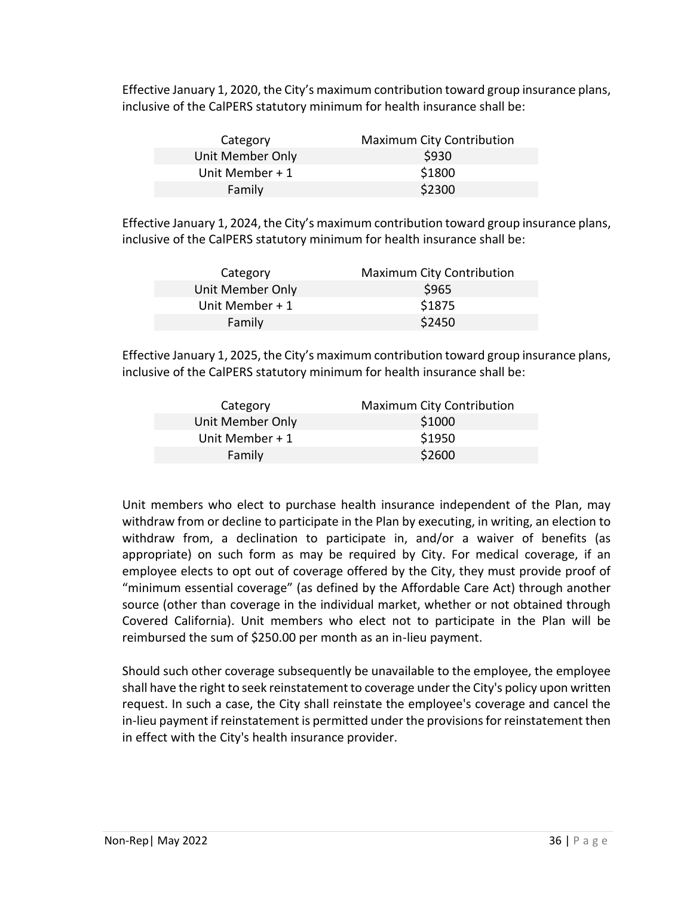Effective January 1, 2020, the City's maximum contribution toward group insurance plans, inclusive of the CalPERS statutory minimum for health insurance shall be:

| Category | Maximum City Contribution |
| --- | --- |
| Unit Member Only | $930 |
| Unit Member + 1 | $1800 |
| Family | $2300 |

Effective January 1, 2024, the City's maximum contribution toward group insurance plans, inclusive of the CalPERS statutory minimum for health insurance shall be:

| Category | Maximum City Contribution |
| --- | --- |
| Unit Member Only | $965 |
| Unit Member + 1 | $1875 |
| Family | $2450 |

Effective January 1, 2025, the City's maximum contribution toward group insurance plans, inclusive of the CalPERS statutory minimum for health insurance shall be:

| Category | Maximum City Contribution |
| --- | --- |
| Unit Member Only | $1000 |
| Unit Member + 1 | $1950 |
| Family | $2600 |

Unit members who elect to purchase health insurance independent of the Plan, may withdraw from or decline to participate in the Plan by executing, in writing, an election to withdraw from, a declination to participate in, and/or a waiver of benefits (as appropriate) on such form as may be required by City. For medical coverage, if an employee elects to opt out of coverage offered by the City, they must provide proof of "minimum essential coverage" (as defined by the Affordable Care Act) through another source (other than coverage in the individual market, whether or not obtained through Covered California). Unit members who elect not to participate in the Plan will be reimbursed the sum of $250.00 per month as an in-lieu payment.

Should such other coverage subsequently be unavailable to the employee, the employee shall have the right to seek reinstatement to coverage under the City's policy upon written request. In such a case, the City shall reinstate the employee's coverage and cancel the in-lieu payment if reinstatement is permitted under the provisions for reinstatement then in effect with the City's health insurance provider.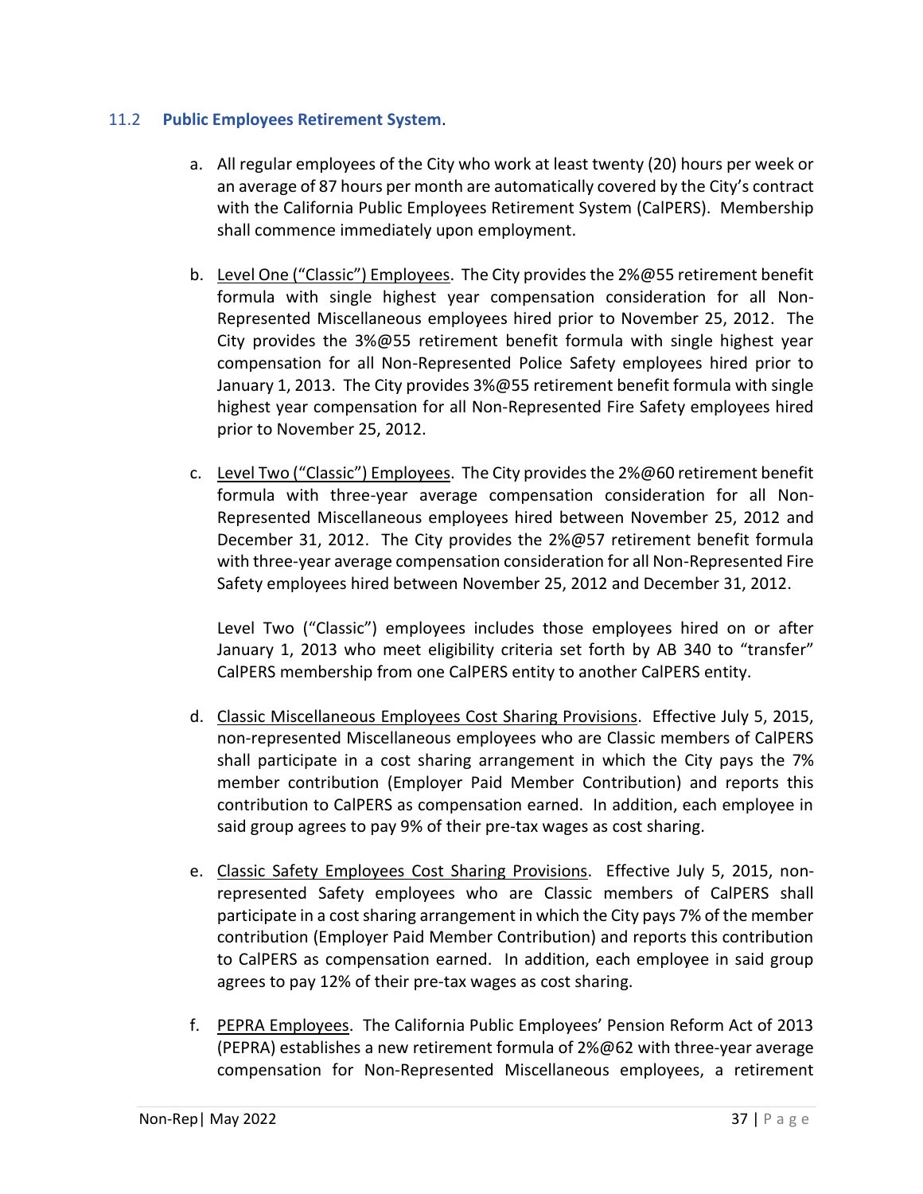### 11.2 **Public Employees Retirement System**.

a. All regular employees of the City who work at least twenty (20) hours per week or an average of 87 hours per month are automatically covered by the City's contract with the California Public Employees Retirement System (CalPERS). Membership shall commence immediately upon employment.

b. Level One ("Classic") Employees. The City provides the 2%@55 retirement benefit formula with single highest year compensation consideration for all Non-Represented Miscellaneous employees hired prior to November 25, 2012. The City provides the 3%@55 retirement benefit formula with single highest year compensation for all Non-Represented Police Safety employees hired prior to January 1, 2013. The City provides 3%@55 retirement benefit formula with single highest year compensation for all Non-Represented Fire Safety employees hired prior to November 25, 2012.

c. Level Two ("Classic") Employees. The City provides the 2%@60 retirement benefit formula with three-year average compensation consideration for all Non-Represented Miscellaneous employees hired between November 25, 2012 and December 31, 2012. The City provides the 2%@57 retirement benefit formula with three-year average compensation consideration for all Non-Represented Fire Safety employees hired between November 25, 2012 and December 31, 2012.

   Level Two ("Classic") employees includes those employees hired on or after January 1, 2013 who meet eligibility criteria set forth by AB 340 to "transfer" CalPERS membership from one CalPERS entity to another CalPERS entity.

d. Classic Miscellaneous Employees Cost Sharing Provisions. Effective July 5, 2015, non-represented Miscellaneous employees who are Classic members of CalPERS shall participate in a cost sharing arrangement in which the City pays the 7% member contribution (Employer Paid Member Contribution) and reports this contribution to CalPERS as compensation earned. In addition, each employee in said group agrees to pay 9% of their pre-tax wages as cost sharing.

e. Classic Safety Employees Cost Sharing Provisions. Effective July 5, 2015, non-represented Safety employees who are Classic members of CalPERS shall participate in a cost sharing arrangement in which the City pays 7% of the member contribution (Employer Paid Member Contribution) and reports this contribution to CalPERS as compensation earned. In addition, each employee in said group agrees to pay 12% of their pre-tax wages as cost sharing.

f. PEPRA Employees. The California Public Employees' Pension Reform Act of 2013 (PEPRA) establishes a new retirement formula of 2%@62 with three-year average compensation for Non-Represented Miscellaneous employees, a retirement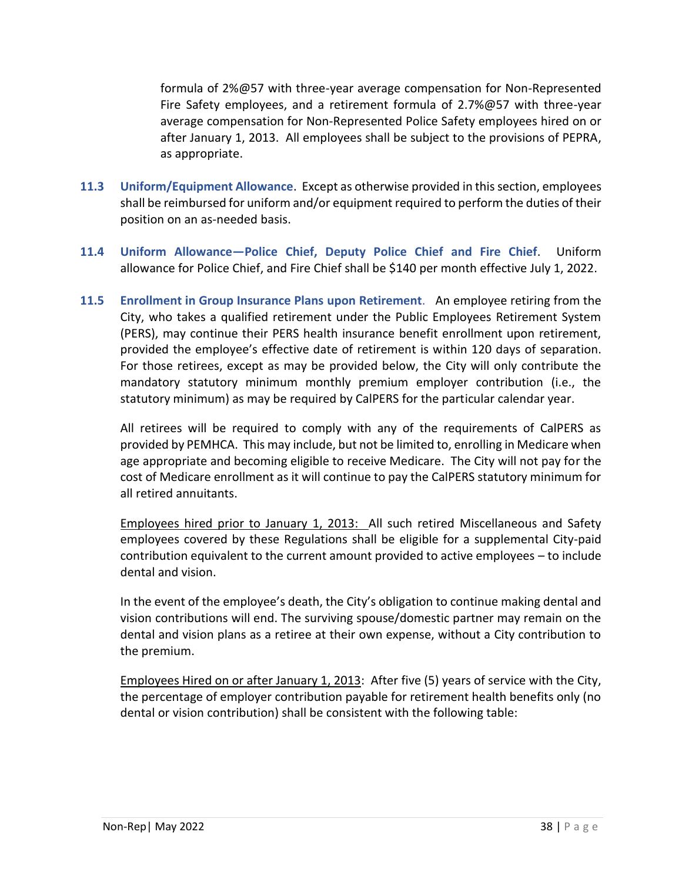formula of 2%@57 with three-year average compensation for Non-Represented Fire Safety employees, and a retirement formula of 2.7%@57 with three-year average compensation for Non-Represented Police Safety employees hired on or after January 1, 2013. All employees shall be subject to the provisions of PEPRA, as appropriate.

**11.3 Uniform/Equipment Allowance**. Except as otherwise provided in this section, employees shall be reimbursed for uniform and/or equipment required to perform the duties of their position on an as-needed basis.

**11.4 Uniform Allowance—Police Chief, Deputy Police Chief and Fire Chief**. Uniform allowance for Police Chief, and Fire Chief shall be $140 per month effective July 1, 2022.

**11.5 Enrollment in Group Insurance Plans upon Retirement**. An employee retiring from the City, who takes a qualified retirement under the Public Employees Retirement System (PERS), may continue their PERS health insurance benefit enrollment upon retirement, provided the employee's effective date of retirement is within 120 days of separation. For those retirees, except as may be provided below, the City will only contribute the mandatory statutory minimum monthly premium employer contribution (i.e., the statutory minimum) as may be required by CalPERS for the particular calendar year.

All retirees will be required to comply with any of the requirements of CalPERS as provided by PEMHCA. This may include, but not be limited to, enrolling in Medicare when age appropriate and becoming eligible to receive Medicare. The City will not pay for the cost of Medicare enrollment as it will continue to pay the CalPERS statutory minimum for all retired annuitants.

<u>Employees hired prior to January 1, 2013:</u> All such retired Miscellaneous and Safety employees covered by these Regulations shall be eligible for a supplemental City-paid contribution equivalent to the current amount provided to active employees – to include dental and vision.

In the event of the employee's death, the City's obligation to continue making dental and vision contributions will end. The surviving spouse/domestic partner may remain on the dental and vision plans as a retiree at their own expense, without a City contribution to the premium.

<u>Employees Hired on or after January 1, 2013</u>: After five (5) years of service with the City, the percentage of employer contribution payable for retirement health benefits only (no dental or vision contribution) shall be consistent with the following table: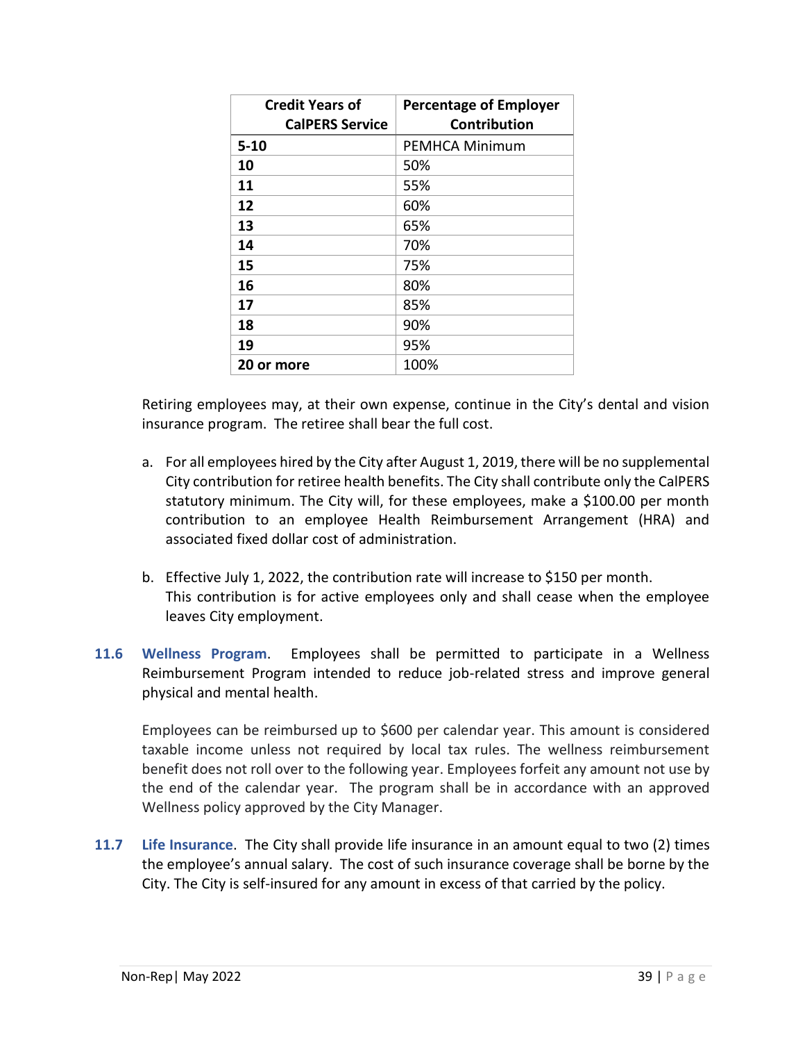| Credit Years of CalPERS Service | Percentage of Employer Contribution |
|---|---|
| **5-10** | PEMHCA Minimum |
| **10** | 50% |
| **11** | 55% |
| **12** | 60% |
| **13** | 65% |
| **14** | 70% |
| **15** | 75% |
| **16** | 80% |
| **17** | 85% |
| **18** | 90% |
| **19** | 95% |
| **20 or more** | 100% |

Retiring employees may, at their own expense, continue in the City's dental and vision insurance program. The retiree shall bear the full cost.

a. For all employees hired by the City after August 1, 2019, there will be no supplemental City contribution for retiree health benefits. The City shall contribute only the CalPERS statutory minimum. The City will, for these employees, make a $100.00 per month contribution to an employee Health Reimbursement Arrangement (HRA) and associated fixed dollar cost of administration.

b. Effective July 1, 2022, the contribution rate will increase to $150 per month. This contribution is for active employees only and shall cease when the employee leaves City employment.

**11.6 Wellness Program**. Employees shall be permitted to participate in a Wellness Reimbursement Program intended to reduce job-related stress and improve general physical and mental health.

Employees can be reimbursed up to $600 per calendar year. This amount is considered taxable income unless not required by local tax rules. The wellness reimbursement benefit does not roll over to the following year. Employees forfeit any amount not use by the end of the calendar year. The program shall be in accordance with an approved Wellness policy approved by the City Manager.

**11.7 Life Insurance**. The City shall provide life insurance in an amount equal to two (2) times the employee's annual salary. The cost of such insurance coverage shall be borne by the City. The City is self-insured for any amount in excess of that carried by the policy.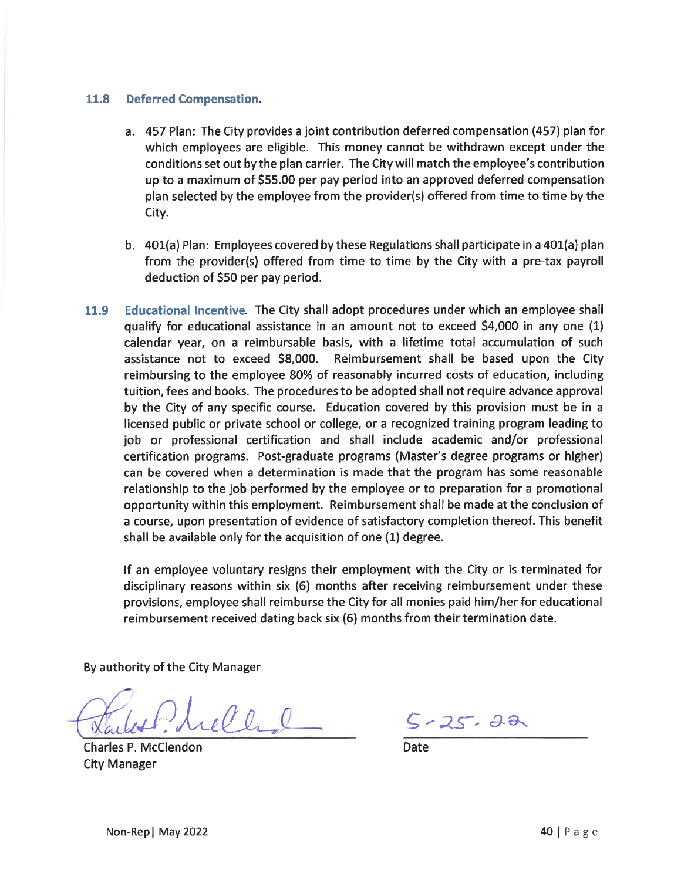### 11.8 Deferred Compensation.

a. 457 Plan: The City provides a joint contribution deferred compensation (457) plan for which employees are eligible. This money cannot be withdrawn except under the conditions set out by the plan carrier. The City will match the employee's contribution up to a maximum of $55.00 per pay period into an approved deferred compensation plan selected by the employee from the provider(s) offered from time to time by the City.

b. 401(a) Plan: Employees covered by these Regulations shall participate in a 401(a) plan from the provider(s) offered from time to time by the City with a pre-tax payroll deduction of $50 per pay period.

**11.9 Educational Incentive.** The City shall adopt procedures under which an employee shall qualify for educational assistance in an amount not to exceed $4,000 in any one (1) calendar year, on a reimbursable basis, with a lifetime total accumulation of such assistance not to exceed $8,000. Reimbursement shall be based upon the City reimbursing to the employee 80% of reasonably incurred costs of education, including tuition, fees and books. The procedures to be adopted shall not require advance approval by the City of any specific course. Education covered by this provision must be in a licensed public or private school or college, or a recognized training program leading to job or professional certification and shall include academic and/or professional certification programs. Post-graduate programs (Master's degree programs or higher) can be covered when a determination is made that the program has some reasonable relationship to the job performed by the employee or to preparation for a promotional opportunity within this employment. Reimbursement shall be made at the conclusion of a course, upon presentation of evidence of satisfactory completion thereof. This benefit shall be available only for the acquisition of one (1) degree.

If an employee voluntary resigns their employment with the City or is terminated for disciplinary reasons within six (6) months after receiving reimbursement under these provisions, employee shall reimburse the City for all monies paid him/her for educational reimbursement received dating back six (6) months from their termination date.

By authority of the City Manager

Charles P. McClendon
City Manager

5-25-22
Date